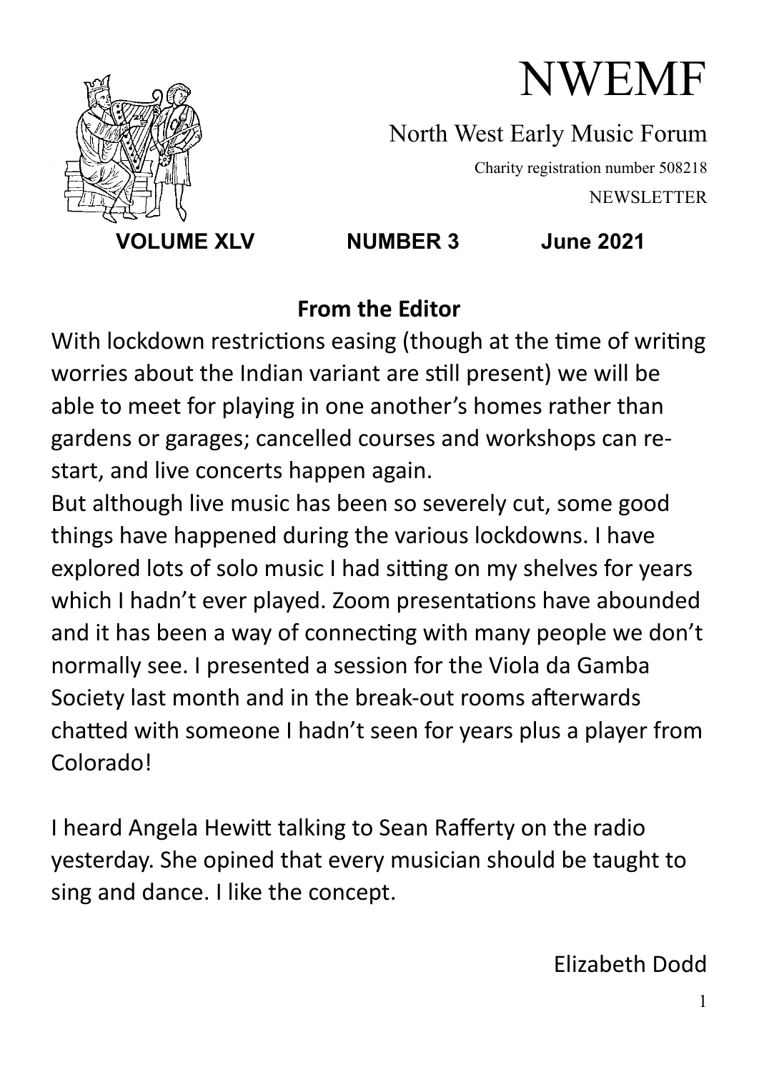# NWEMF

North West Early Music Forum

Charity registration number 508218

NEWSLETTER

**VOLUME XLV NUMBER 3 June 2021**

## From the Editor

With lockdown restrictions easing (though at the time of writing worries about the Indian variant are still present) we will be able to meet for playing in one another's homes rather than gardens or garages; cancelled courses and workshops can re-start, and live concerts happen again.

But although live music has been so severely cut, some good things have happened during the various lockdowns. I have explored lots of solo music I had sitting on my shelves for years which I hadn't ever played. Zoom presentations have abounded and it has been a way of connecting with many people we don't normally see. I presented a session for the Viola da Gamba Society last month and in the break-out rooms afterwards chatted with someone I hadn't seen for years plus a player from Colorado!

I heard Angela Hewitt talking to Sean Rafferty on the radio yesterday. She opined that every musician should be taught to sing and dance. I like the concept.

Elizabeth Dodd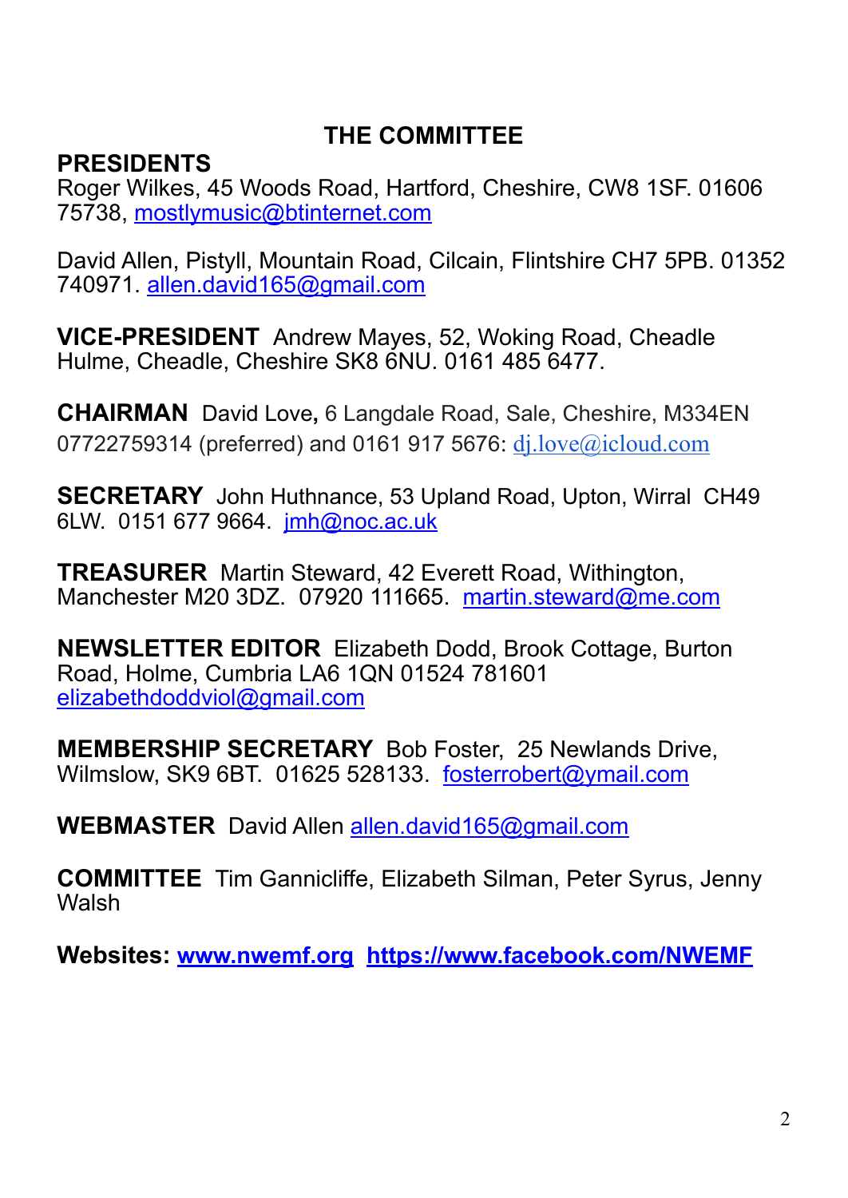# THE COMMITTEE

**PRESIDENTS**
Roger Wilkes, 45 Woods Road, Hartford, Cheshire, CW8 1SF. 01606 75738, mostlymusic@btinternet.com

David Allen, Pistyll, Mountain Road, Cilcain, Flintshire CH7 5PB. 01352 740971. allen.david165@gmail.com

**VICE-PRESIDENT** Andrew Mayes, 52, Woking Road, Cheadle Hulme, Cheadle, Cheshire SK8 6NU. 0161 485 6477.

**CHAIRMAN** David Love**,** 6 Langdale Road, Sale, Cheshire, M334EN 07722759314 (preferred) and 0161 917 5676: dj.love@icloud.com

**SECRETARY** John Huthnance, 53 Upland Road, Upton, Wirral CH49 6LW. 0151 677 9664. jmh@noc.ac.uk

**TREASURER** Martin Steward, 42 Everett Road, Withington, Manchester M20 3DZ. 07920 111665. martin.steward@me.com

**NEWSLETTER EDITOR** Elizabeth Dodd, Brook Cottage, Burton Road, Holme, Cumbria LA6 1QN 01524 781601 elizabethdoddviol@gmail.com

**MEMBERSHIP SECRETARY** Bob Foster, 25 Newlands Drive, Wilmslow, SK9 6BT. 01625 528133. fosterrobert@ymail.com

**WEBMASTER** David Allen allen.david165@gmail.com

**COMMITTEE** Tim Gannicliffe, Elizabeth Silman, Peter Syrus, Jenny Walsh

**Websites: www.nwemf.org https://www.facebook.com/NWEMF**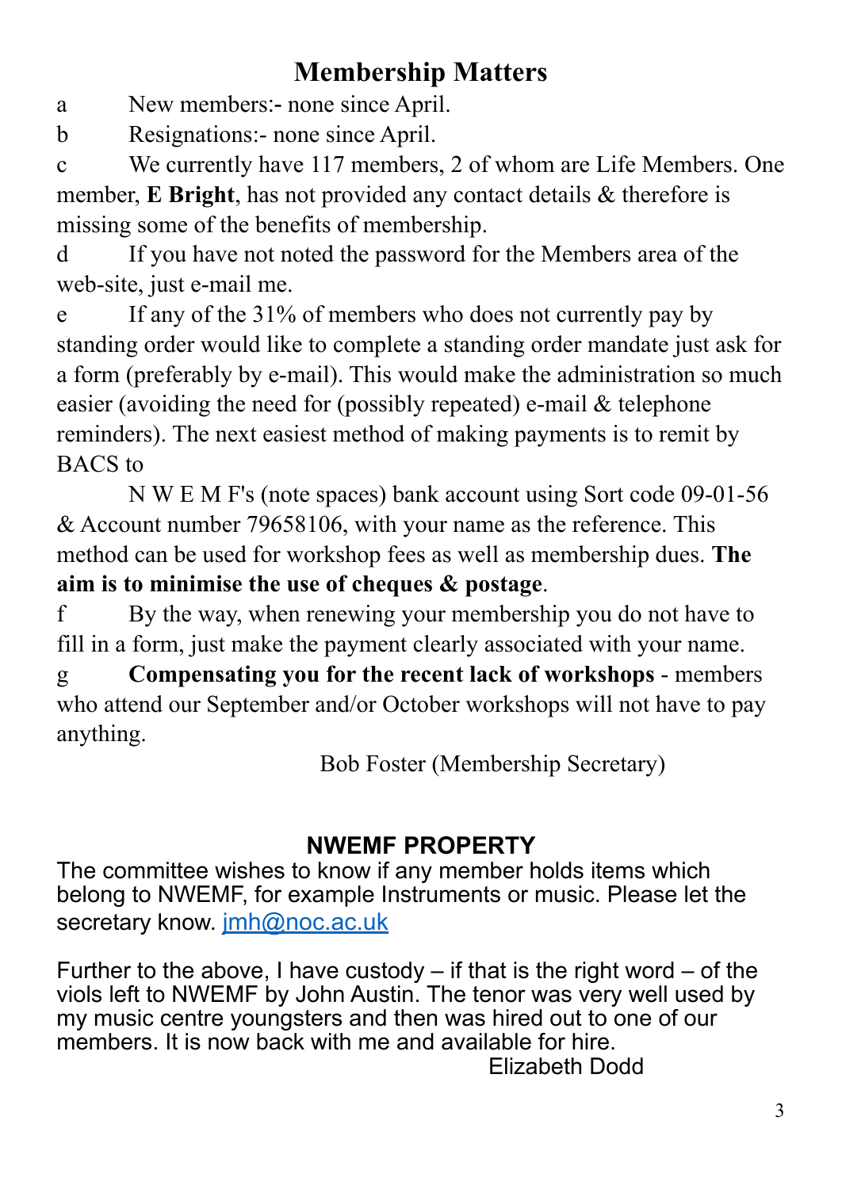## Membership Matters

a New members:- none since April.

b Resignations:- none since April.

c We currently have 117 members, 2 of whom are Life Members. One member, **E Bright**, has not provided any contact details & therefore is missing some of the benefits of membership.

d If you have not noted the password for the Members area of the web-site, just e-mail me.

e If any of the 31% of members who does not currently pay by standing order would like to complete a standing order mandate just ask for a form (preferably by e-mail). This would make the administration so much easier (avoiding the need for (possibly repeated) e-mail & telephone reminders). The next easiest method of making payments is to remit by BACS to

N W E M F's (note spaces) bank account using Sort code 09-01-56 & Account number 79658106, with your name as the reference. This method can be used for workshop fees as well as membership dues. **The aim is to minimise the use of cheques & postage**.

f By the way, when renewing your membership you do not have to fill in a form, just make the payment clearly associated with your name.

g **Compensating you for the recent lack of workshops** - members who attend our September and/or October workshops will not have to pay anything.

Bob Foster (Membership Secretary)

## NWEMF PROPERTY

The committee wishes to know if any member holds items which belong to NWEMF, for example Instruments or music. Please let the secretary know. jmh@noc.ac.uk

Further to the above, I have custody – if that is the right word – of the viols left to NWEMF by John Austin. The tenor was very well used by my music centre youngsters and then was hired out to one of our members. It is now back with me and available for hire.

Elizabeth Dodd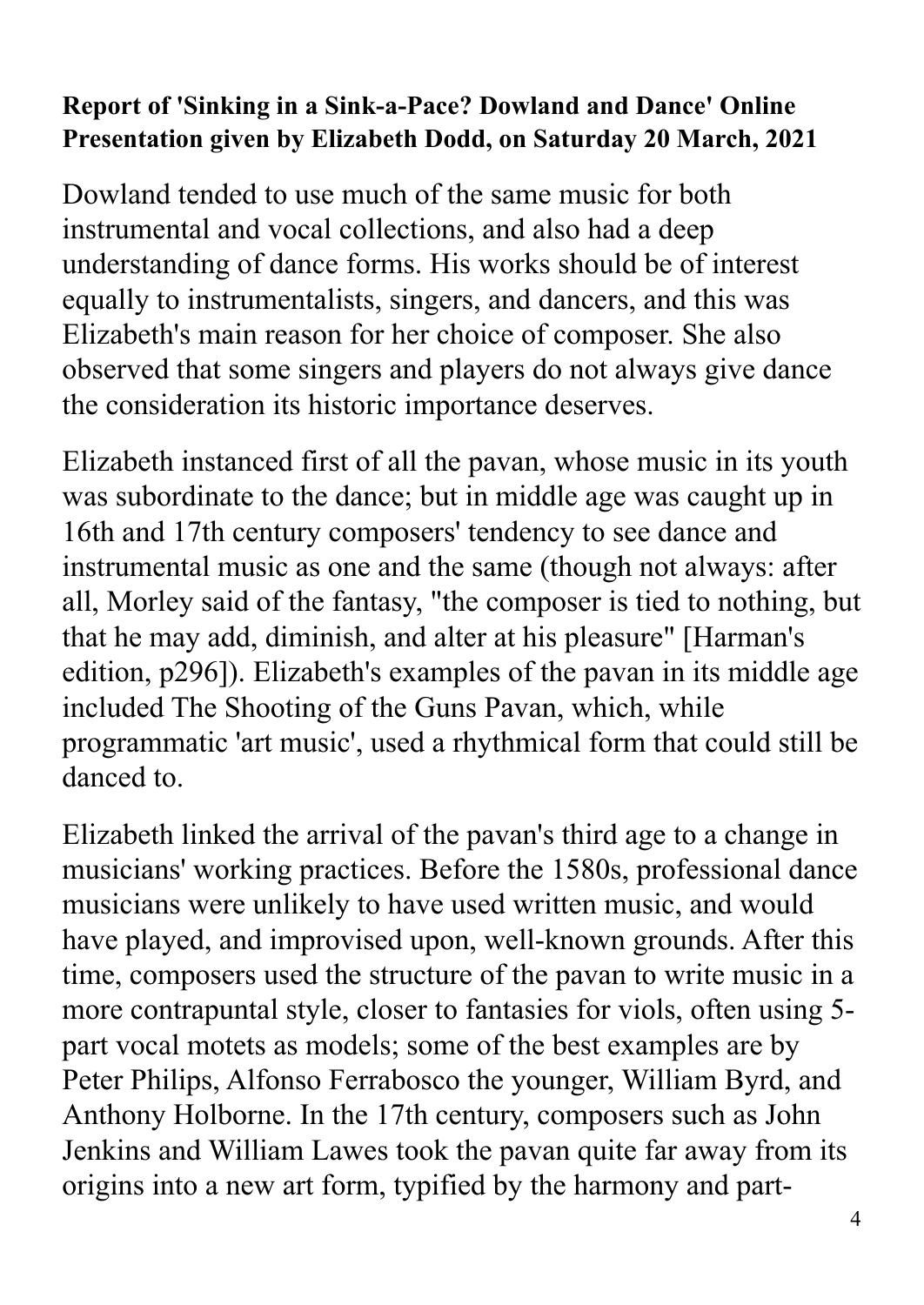**Report of 'Sinking in a Sink-a-Pace? Dowland and Dance' Online Presentation given by Elizabeth Dodd, on Saturday 20 March, 2021**

Dowland tended to use much of the same music for both instrumental and vocal collections, and also had a deep understanding of dance forms. His works should be of interest equally to instrumentalists, singers, and dancers, and this was Elizabeth's main reason for her choice of composer. She also observed that some singers and players do not always give dance the consideration its historic importance deserves.

Elizabeth instanced first of all the pavan, whose music in its youth was subordinate to the dance; but in middle age was caught up in 16th and 17th century composers' tendency to see dance and instrumental music as one and the same (though not always: after all, Morley said of the fantasy, "the composer is tied to nothing, but that he may add, diminish, and alter at his pleasure" [Harman's edition, p296]). Elizabeth's examples of the pavan in its middle age included The Shooting of the Guns Pavan, which, while programmatic 'art music', used a rhythmical form that could still be danced to.

Elizabeth linked the arrival of the pavan's third age to a change in musicians' working practices. Before the 1580s, professional dance musicians were unlikely to have used written music, and would have played, and improvised upon, well-known grounds. After this time, composers used the structure of the pavan to write music in a more contrapuntal style, closer to fantasies for viols, often using 5-part vocal motets as models; some of the best examples are by Peter Philips, Alfonso Ferrabosco the younger, William Byrd, and Anthony Holborne. In the 17th century, composers such as John Jenkins and William Lawes took the pavan quite far away from its origins into a new art form, typified by the harmony and part-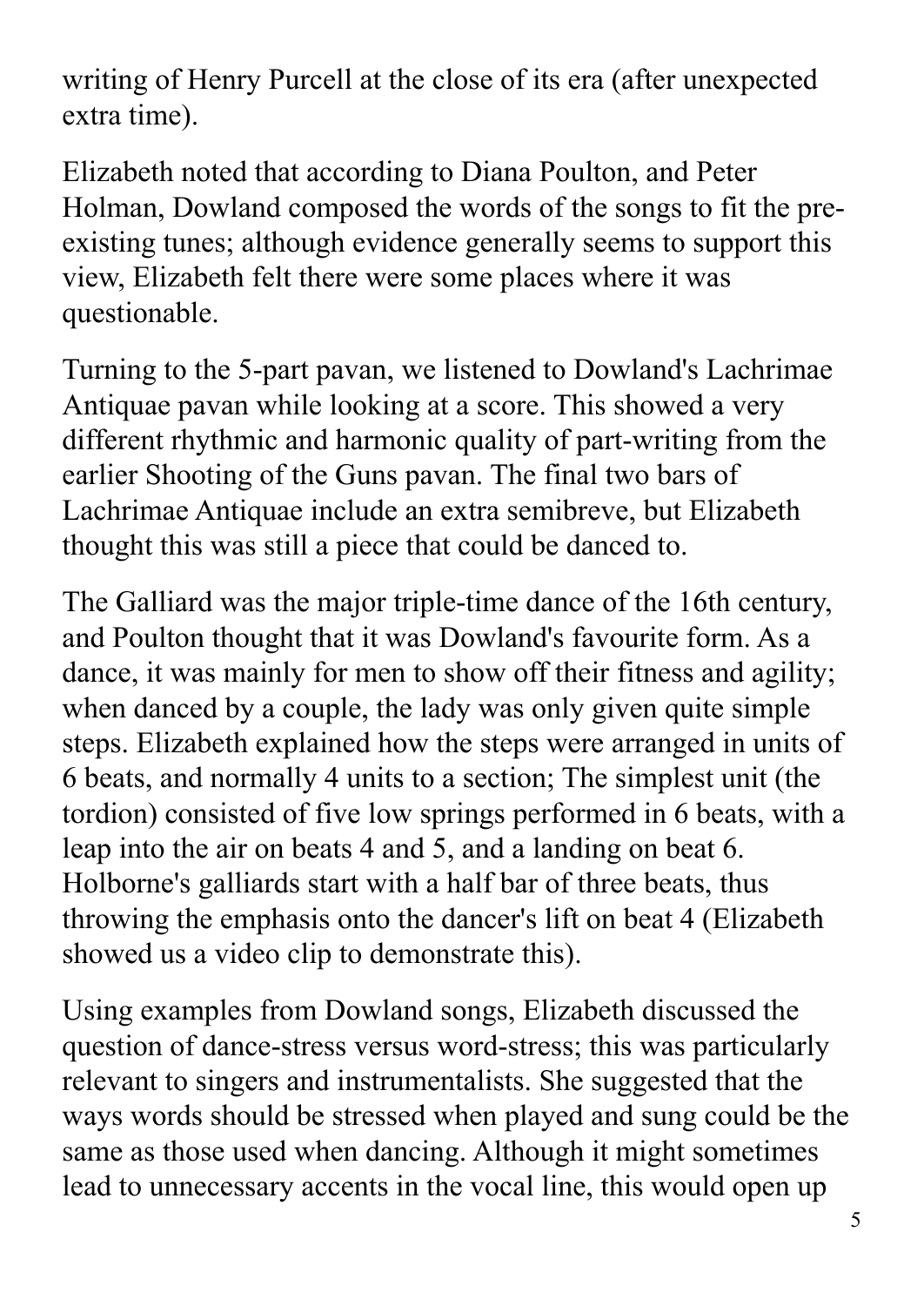writing of Henry Purcell at the close of its era (after unexpected extra time).

Elizabeth noted that according to Diana Poulton, and Peter Holman, Dowland composed the words of the songs to fit the pre-existing tunes; although evidence generally seems to support this view, Elizabeth felt there were some places where it was questionable.

Turning to the 5-part pavan, we listened to Dowland's Lachrimae Antiquae pavan while looking at a score. This showed a very different rhythmic and harmonic quality of part-writing from the earlier Shooting of the Guns pavan. The final two bars of Lachrimae Antiquae include an extra semibreve, but Elizabeth thought this was still a piece that could be danced to.

The Galliard was the major triple-time dance of the 16th century, and Poulton thought that it was Dowland's favourite form. As a dance, it was mainly for men to show off their fitness and agility; when danced by a couple, the lady was only given quite simple steps. Elizabeth explained how the steps were arranged in units of 6 beats, and normally 4 units to a section; The simplest unit (the tordion) consisted of five low springs performed in 6 beats, with a leap into the air on beats 4 and 5, and a landing on beat 6. Holborne's galliards start with a half bar of three beats, thus throwing the emphasis onto the dancer's lift on beat 4 (Elizabeth showed us a video clip to demonstrate this).

Using examples from Dowland songs, Elizabeth discussed the question of dance-stress versus word-stress; this was particularly relevant to singers and instrumentalists. She suggested that the ways words should be stressed when played and sung could be the same as those used when dancing. Although it might sometimes lead to unnecessary accents in the vocal line, this would open up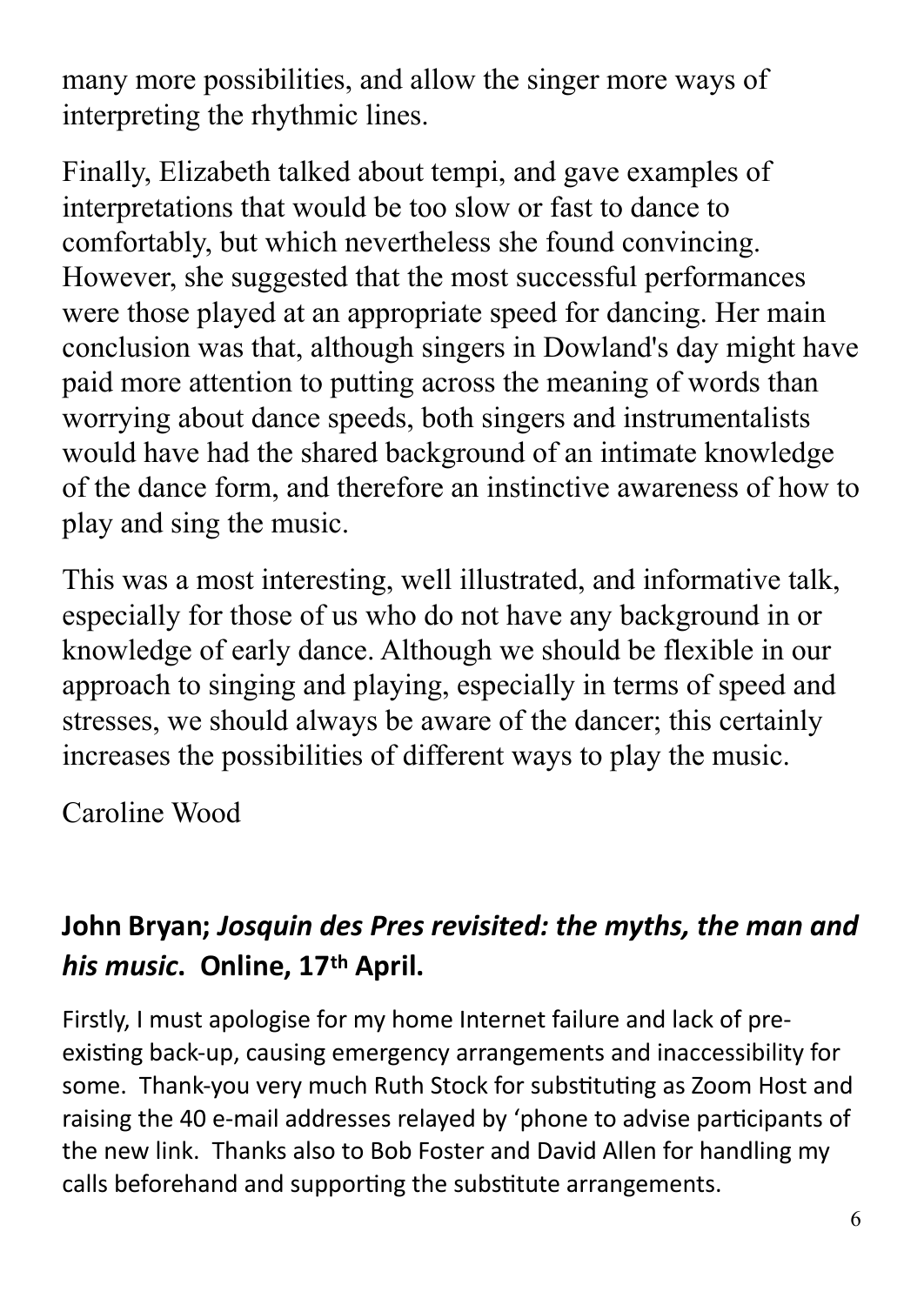many more possibilities, and allow the singer more ways of interpreting the rhythmic lines.

Finally, Elizabeth talked about tempi, and gave examples of interpretations that would be too slow or fast to dance to comfortably, but which nevertheless she found convincing. However, she suggested that the most successful performances were those played at an appropriate speed for dancing. Her main conclusion was that, although singers in Dowland's day might have paid more attention to putting across the meaning of words than worrying about dance speeds, both singers and instrumentalists would have had the shared background of an intimate knowledge of the dance form, and therefore an instinctive awareness of how to play and sing the music.

This was a most interesting, well illustrated, and informative talk, especially for those of us who do not have any background in or knowledge of early dance. Although we should be flexible in our approach to singing and playing, especially in terms of speed and stresses, we should always be aware of the dancer; this certainly increases the possibilities of different ways to play the music.

Caroline Wood

## John Bryan; *Josquin des Pres revisited: the myths, the man and his music.* Online, 17th April.

Firstly, I must apologise for my home Internet failure and lack of pre-existing back-up, causing emergency arrangements and inaccessibility for some. Thank-you very much Ruth Stock for substituting as Zoom Host and raising the 40 e-mail addresses relayed by 'phone to advise participants of the new link. Thanks also to Bob Foster and David Allen for handling my calls beforehand and supporting the substitute arrangements.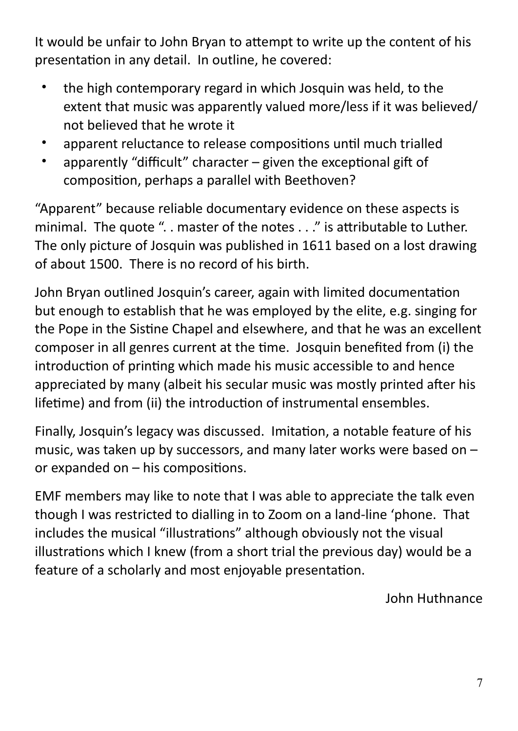It would be unfair to John Bryan to attempt to write up the content of his presentation in any detail. In outline, he covered:

- the high contemporary regard in which Josquin was held, to the extent that music was apparently valued more/less if it was believed/ not believed that he wrote it
- apparent reluctance to release compositions until much trialled
- apparently "difficult" character – given the exceptional gift of composition, perhaps a parallel with Beethoven?

"Apparent" because reliable documentary evidence on these aspects is minimal. The quote ". . master of the notes . . ." is attributable to Luther. The only picture of Josquin was published in 1611 based on a lost drawing of about 1500. There is no record of his birth.

John Bryan outlined Josquin's career, again with limited documentation but enough to establish that he was employed by the elite, e.g. singing for the Pope in the Sistine Chapel and elsewhere, and that he was an excellent composer in all genres current at the time. Josquin benefited from (i) the introduction of printing which made his music accessible to and hence appreciated by many (albeit his secular music was mostly printed after his lifetime) and from (ii) the introduction of instrumental ensembles.

Finally, Josquin's legacy was discussed. Imitation, a notable feature of his music, was taken up by successors, and many later works were based on – or expanded on – his compositions.

EMF members may like to note that I was able to appreciate the talk even though I was restricted to dialling in to Zoom on a land-line 'phone. That includes the musical "illustrations" although obviously not the visual illustrations which I knew (from a short trial the previous day) would be a feature of a scholarly and most enjoyable presentation.

John Huthnance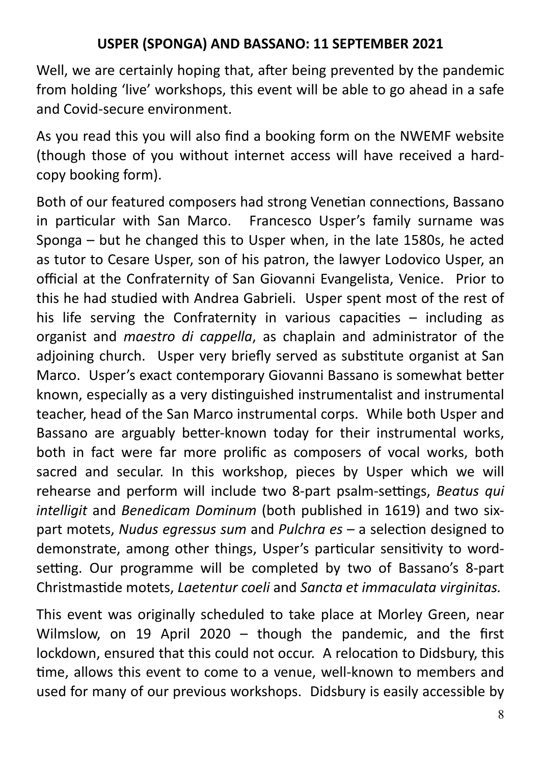**USPER (SPONGA) AND BASSANO: 11 SEPTEMBER 2021**

Well, we are certainly hoping that, after being prevented by the pandemic from holding 'live' workshops, this event will be able to go ahead in a safe and Covid-secure environment.

As you read this you will also find a booking form on the NWEMF website (though those of you without internet access will have received a hard-copy booking form).

Both of our featured composers had strong Venetian connections, Bassano in particular with San Marco. Francesco Usper's family surname was Sponga – but he changed this to Usper when, in the late 1580s, he acted as tutor to Cesare Usper, son of his patron, the lawyer Lodovico Usper, an official at the Confraternity of San Giovanni Evangelista, Venice. Prior to this he had studied with Andrea Gabrieli. Usper spent most of the rest of his life serving the Confraternity in various capacities – including as organist and *maestro di cappella*, as chaplain and administrator of the adjoining church. Usper very briefly served as substitute organist at San Marco. Usper's exact contemporary Giovanni Bassano is somewhat better known, especially as a very distinguished instrumentalist and instrumental teacher, head of the San Marco instrumental corps. While both Usper and Bassano are arguably better-known today for their instrumental works, both in fact were far more prolific as composers of vocal works, both sacred and secular. In this workshop, pieces by Usper which we will rehearse and perform will include two 8-part psalm-settings, *Beatus qui intelligit* and *Benedicam Dominum* (both published in 1619) and two six-part motets, *Nudus egressus sum* and *Pulchra es* – a selection designed to demonstrate, among other things, Usper's particular sensitivity to word-setting. Our programme will be completed by two of Bassano's 8-part Christmastide motets, *Laetentur coeli* and *Sancta et immaculata virginitas.*

This event was originally scheduled to take place at Morley Green, near Wilmslow, on 19 April 2020 – though the pandemic, and the first lockdown, ensured that this could not occur. A relocation to Didsbury, this time, allows this event to come to a venue, well-known to members and used for many of our previous workshops. Didsbury is easily accessible by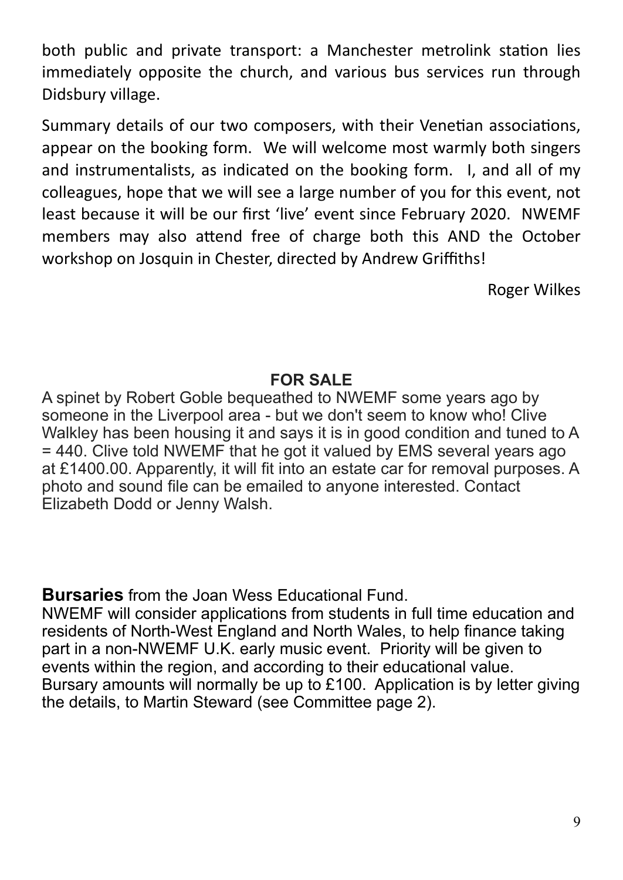both public and private transport: a Manchester metrolink station lies immediately opposite the church, and various bus services run through Didsbury village.

Summary details of our two composers, with their Venetian associations, appear on the booking form. We will welcome most warmly both singers and instrumentalists, as indicated on the booking form. I, and all of my colleagues, hope that we will see a large number of you for this event, not least because it will be our first 'live' event since February 2020. NWEMF members may also attend free of charge both this AND the October workshop on Josquin in Chester, directed by Andrew Griffiths!

Roger Wilkes

## FOR SALE

A spinet by Robert Goble bequeathed to NWEMF some years ago by someone in the Liverpool area - but we don't seem to know who! Clive Walkley has been housing it and says it is in good condition and tuned to A = 440. Clive told NWEMF that he got it valued by EMS several years ago at £1400.00. Apparently, it will fit into an estate car for removal purposes. A photo and sound file can be emailed to anyone interested. Contact Elizabeth Dodd or Jenny Walsh.

**Bursaries** from the Joan Wess Educational Fund.

NWEMF will consider applications from students in full time education and residents of North-West England and North Wales, to help finance taking part in a non-NWEMF U.K. early music event. Priority will be given to events within the region, and according to their educational value. Bursary amounts will normally be up to £100. Application is by letter giving the details, to Martin Steward (see Committee page 2).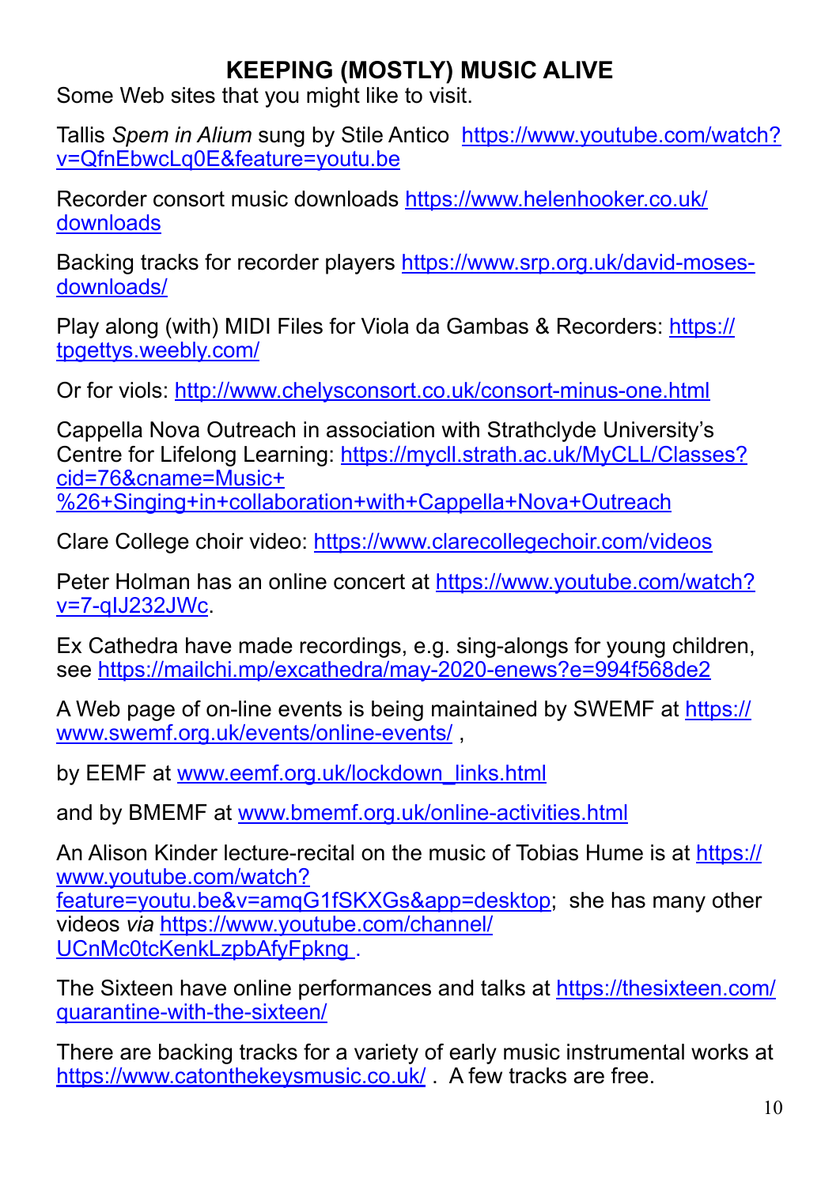# KEEPING (MOSTLY) MUSIC ALIVE

Some Web sites that you might like to visit.

Tallis *Spem in Alium* sung by Stile Antico https://www.youtube.com/watch?v=QfnEbwcLq0E&feature=youtu.be

Recorder consort music downloads https://www.helenhooker.co.uk/downloads

Backing tracks for recorder players https://www.srp.org.uk/david-moses-downloads/

Play along (with) MIDI Files for Viola da Gambas & Recorders: https://tpgettys.weebly.com/

Or for viols: http://www.chelysconsort.co.uk/consort-minus-one.html

Cappella Nova Outreach in association with Strathclyde University's Centre for Lifelong Learning: https://mycll.strath.ac.uk/MyCLL/Classes?cid=76&cname=Music+%26+Singing+in+collaboration+with+Cappella+Nova+Outreach

Clare College choir video: https://www.clarecollegechoir.com/videos

Peter Holman has an online concert at https://www.youtube.com/watch?v=7-qIJ232JWc.

Ex Cathedra have made recordings, e.g. sing-alongs for young children, see https://mailchi.mp/excathedra/may-2020-enews?e=994f568de2

A Web page of on-line events is being maintained by SWEMF at https://www.swemf.org.uk/events/online-events/ ,

by EEMF at www.eemf.org.uk/lockdown_links.html

and by BMEMF at www.bmemf.org.uk/online-activities.html

An Alison Kinder lecture-recital on the music of Tobias Hume is at https://www.youtube.com/watch?feature=youtu.be&v=amqG1fSKXGs&app=desktop; she has many other videos *via* https://www.youtube.com/channel/UCnMc0tcKenkLzpbAfyFpkng .

The Sixteen have online performances and talks at https://thesixteen.com/quarantine-with-the-sixteen/

There are backing tracks for a variety of early music instrumental works at https://www.catonthekeysmusic.co.uk/ . A few tracks are free.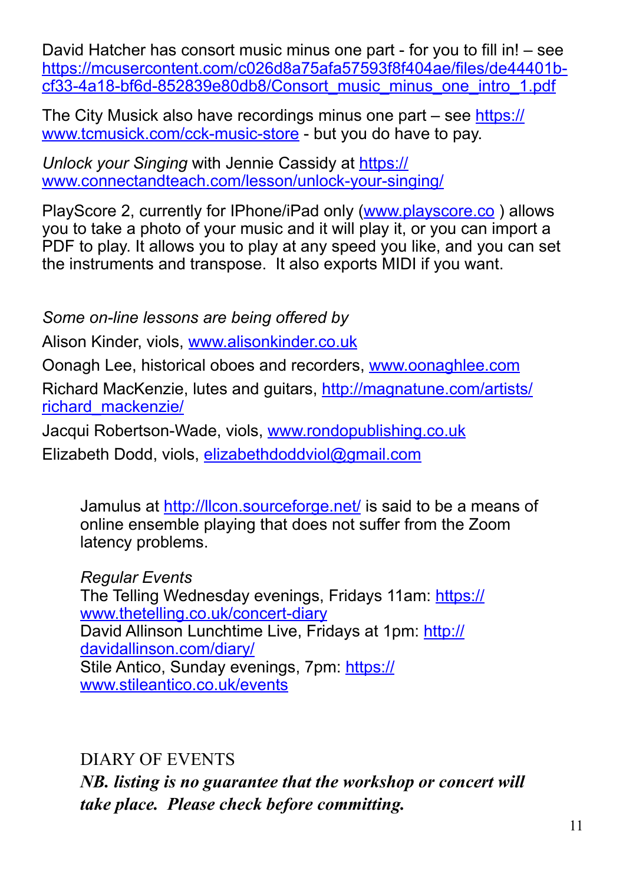David Hatcher has consort music minus one part - for you to fill in! – see https://mcusercontent.com/c026d8a75afa57593f8f404ae/files/de44401b-cf33-4a18-bf6d-852839e80db8/Consort_music_minus_one_intro_1.pdf

The City Musick also have recordings minus one part – see https://www.tcmusick.com/cck-music-store - but you do have to pay.

*Unlock your Singing* with Jennie Cassidy at https://www.connectandteach.com/lesson/unlock-your-singing/

PlayScore 2, currently for IPhone/iPad only (www.playscore.co ) allows you to take a photo of your music and it will play it, or you can import a PDF to play. It allows you to play at any speed you like, and you can set the instruments and transpose.  It also exports MIDI if you want.

*Some on-line lessons are being offered by*

Alison Kinder, viols, www.alisonkinder.co.uk

Oonagh Lee, historical oboes and recorders, www.oonaghlee.com

Richard MacKenzie, lutes and guitars, http://magnatune.com/artists/richard_mackenzie/

Jacqui Robertson-Wade, viols, www.rondopublishing.co.uk

Elizabeth Dodd, viols, elizabethdoddviol@gmail.com

Jamulus at http://llcon.sourceforge.net/ is said to be a means of online ensemble playing that does not suffer from the Zoom latency problems.

*Regular Events*
The Telling Wednesday evenings, Fridays 11am: https://www.thetelling.co.uk/concert-diary
David Allinson Lunchtime Live, Fridays at 1pm: http://davidallinson.com/diary/
Stile Antico, Sunday evenings, 7pm: https://www.stileantico.co.uk/events

## DIARY OF EVENTS

***NB. listing is no guarantee that the workshop or concert will take place.  Please check before committing.***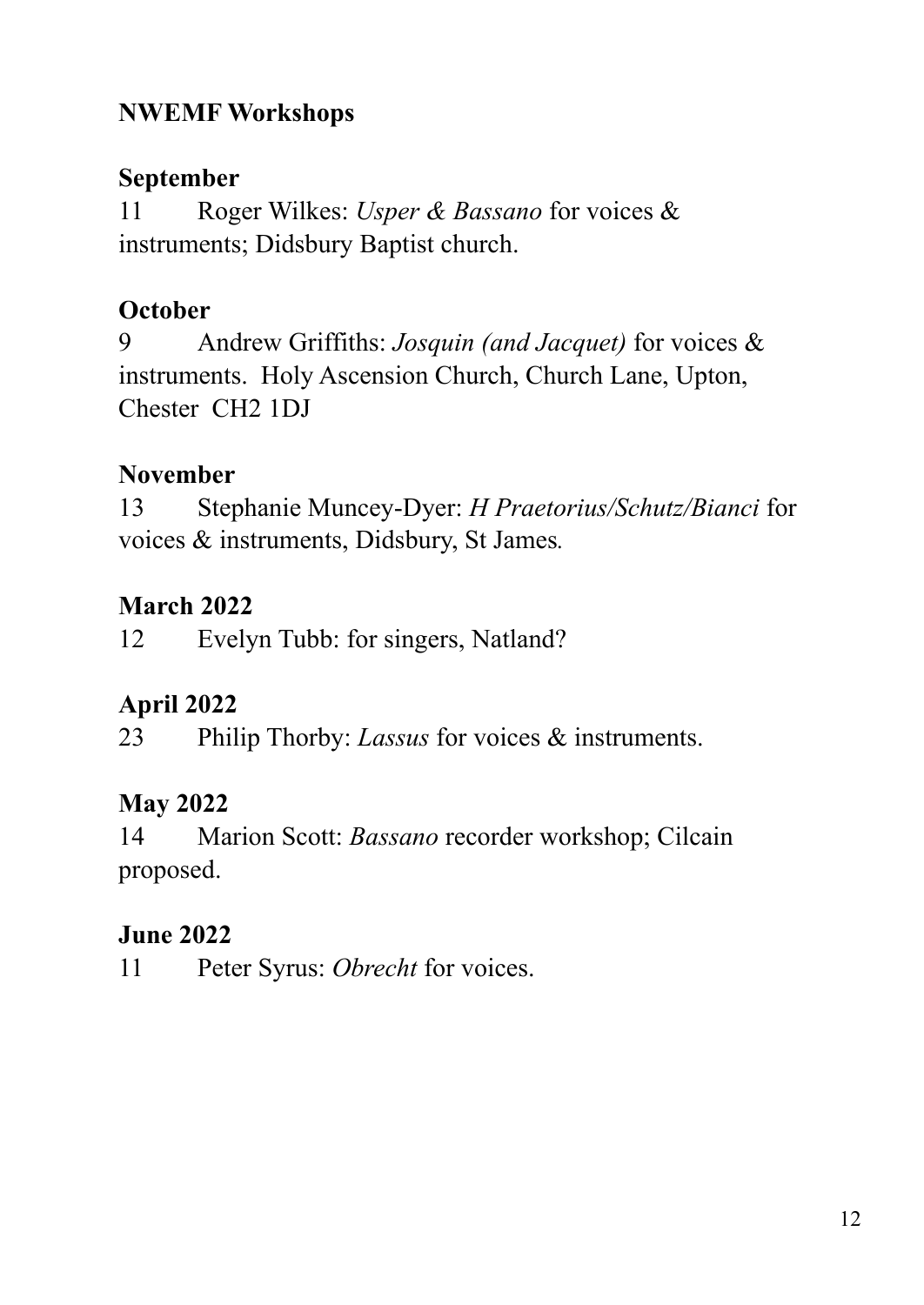## NWEMF Workshops

### September

11 Roger Wilkes: *Usper & Bassano* for voices & instruments; Didsbury Baptist church.

### October

9 Andrew Griffiths: *Josquin (and Jacquet)* for voices & instruments. Holy Ascension Church, Church Lane, Upton, Chester CH2 1DJ

### November

13 Stephanie Muncey-Dyer: *H Praetorius/Schutz/Bianci* for voices & instruments, Didsbury, St James.

### March 2022

12 Evelyn Tubb: for singers, Natland?

### April 2022

23 Philip Thorby: *Lassus* for voices & instruments.

### May 2022

14 Marion Scott: *Bassano* recorder workshop; Cilcain proposed.

### June 2022

11 Peter Syrus: *Obrecht* for voices.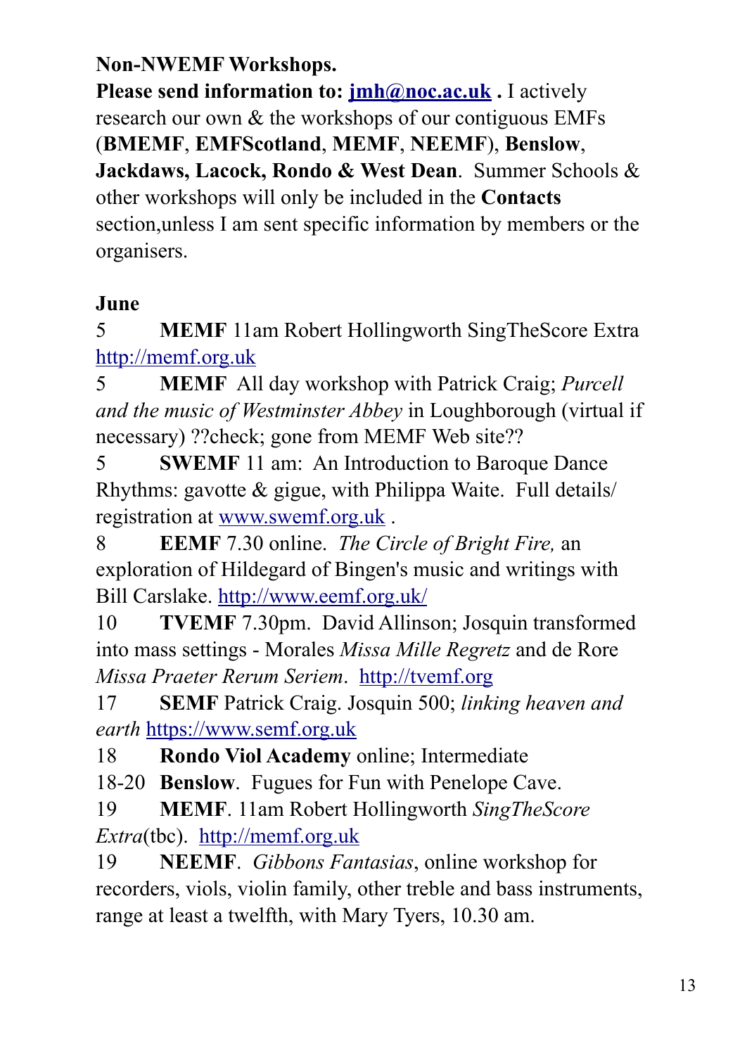**Non-NWEMF Workshops.**

**Please send information to: [jmh@noc.ac.uk](mailto:jmh@noc.ac.uk) .** I actively research our own & the workshops of our contiguous EMFs (**BMEMF**, **EMFScotland**, **MEMF**, **NEEMF**), **Benslow**, **Jackdaws, Lacock, Rondo & West Dean**. Summer Schools & other workshops will only be included in the **Contacts** section,unless I am sent specific information by members or the organisers.

**June**

5 **MEMF** 11am Robert Hollingworth SingTheScore Extra [http://memf.org.uk](http://memf.org.uk)

5 **MEMF** All day workshop with Patrick Craig; *Purcell and the music of Westminster Abbey* in Loughborough (virtual if necessary) ??check; gone from MEMF Web site??

5 **SWEMF** 11 am: An Introduction to Baroque Dance Rhythms: gavotte & gigue, with Philippa Waite. Full details/ registration at [www.swemf.org.uk](http://www.swemf.org.uk) .

8 **EEMF** 7.30 online. *The Circle of Bright Fire,* an exploration of Hildegard of Bingen's music and writings with Bill Carslake. [http://www.eemf.org.uk/](http://www.eemf.org.uk/)

10 **TVEMF** 7.30pm. David Allinson; Josquin transformed into mass settings - Morales *Missa Mille Regretz* and de Rore *Missa Praeter Rerum Seriem*. [http://tvemf.org](http://tvemf.org)

17 **SEMF** Patrick Craig. Josquin 500; *linking heaven and earth* [https://www.semf.org.uk](https://www.semf.org.uk)

18 **Rondo Viol Academy** online; Intermediate

18-20 **Benslow**. Fugues for Fun with Penelope Cave.

19 **MEMF**. 11am Robert Hollingworth *SingTheScore Extra*(tbc). [http://memf.org.uk](http://memf.org.uk)

19 **NEEMF**. *Gibbons Fantasias*, online workshop for recorders, viols, violin family, other treble and bass instruments, range at least a twelfth, with Mary Tyers, 10.30 am.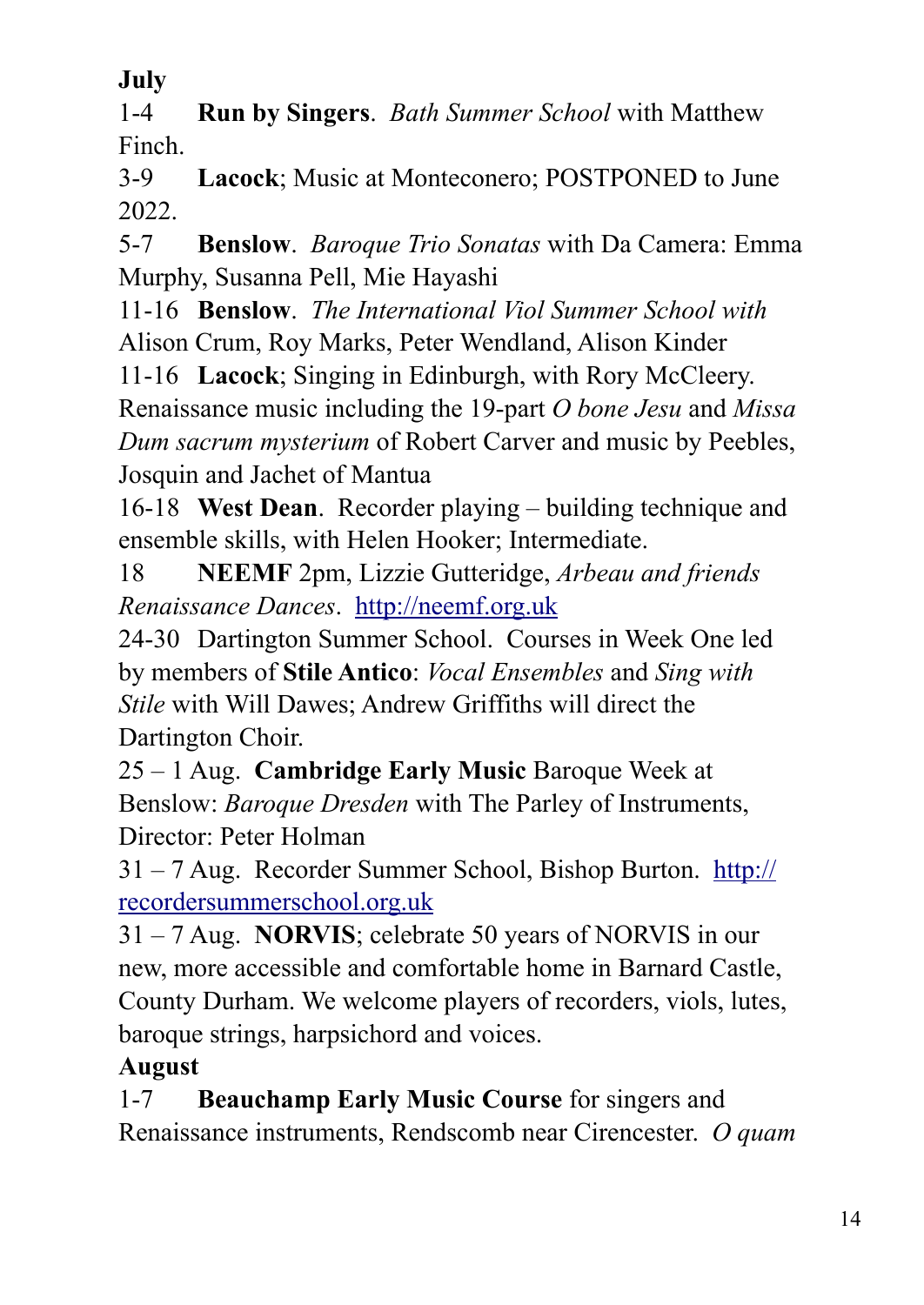**July**

1-4 **Run by Singers**. *Bath Summer School* with Matthew Finch.

3-9 **Lacock**; Music at Monteconero; POSTPONED to June 2022.

5-7 **Benslow**. *Baroque Trio Sonatas* with Da Camera: Emma Murphy, Susanna Pell, Mie Hayashi

11-16 **Benslow**. *The International Viol Summer School with* Alison Crum, Roy Marks, Peter Wendland, Alison Kinder

11-16 **Lacock**; Singing in Edinburgh, with Rory McCleery. Renaissance music including the 19-part *O bone Jesu* and *Missa Dum sacrum mysterium* of Robert Carver and music by Peebles, Josquin and Jachet of Mantua

16-18 **West Dean**. Recorder playing – building technique and ensemble skills, with Helen Hooker; Intermediate.

18 **NEEMF** 2pm, Lizzie Gutteridge, *Arbeau and friends Renaissance Dances*. [http://neemf.org.uk](http://neemf.org.uk)

24-30 Dartington Summer School. Courses in Week One led by members of **Stile Antico**: *Vocal Ensembles* and *Sing with Stile* with Will Dawes; Andrew Griffiths will direct the Dartington Choir.

25 – 1 Aug. **Cambridge Early Music** Baroque Week at Benslow: *Baroque Dresden* with The Parley of Instruments, Director: Peter Holman

31 – 7 Aug. Recorder Summer School, Bishop Burton. [http://recordersummerschool.org.uk](http://recordersummerschool.org.uk)

31 – 7 Aug. **NORVIS**; celebrate 50 years of NORVIS in our new, more accessible and comfortable home in Barnard Castle, County Durham. We welcome players of recorders, viols, lutes, baroque strings, harpsichord and voices.

**August**

1-7 **Beauchamp Early Music Course** for singers and Renaissance instruments, Rendscomb near Cirencester. *O quam*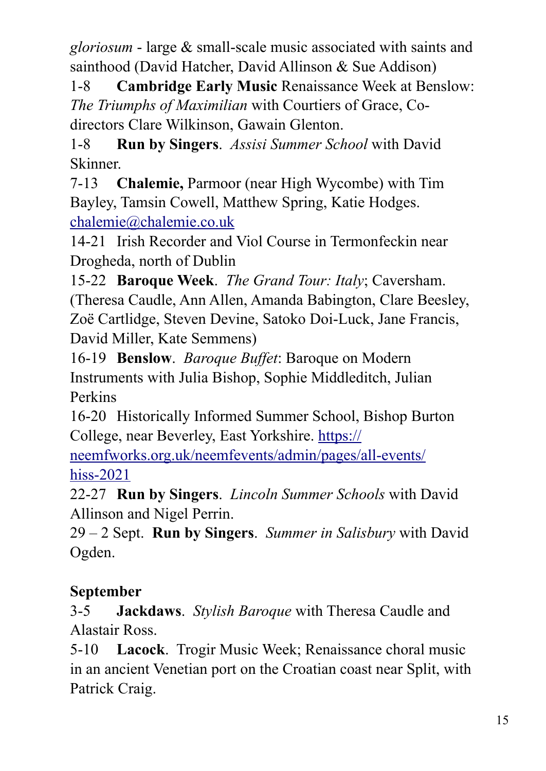*gloriosum* - large & small-scale music associated with saints and sainthood (David Hatcher, David Allinson & Sue Addison)

1-8 **Cambridge Early Music** Renaissance Week at Benslow: *The Triumphs of Maximilian* with Courtiers of Grace, Co-directors Clare Wilkinson, Gawain Glenton.

1-8 **Run by Singers**. *Assisi Summer School* with David Skinner.

7-13 **Chalemie,** Parmoor (near High Wycombe) with Tim Bayley, Tamsin Cowell, Matthew Spring, Katie Hodges. chalemie@chalemie.co.uk

14-21 Irish Recorder and Viol Course in Termonfeckin near Drogheda, north of Dublin

15-22 **Baroque Week**. *The Grand Tour: Italy*; Caversham. (Theresa Caudle, Ann Allen, Amanda Babington, Clare Beesley, Zoë Cartlidge, Steven Devine, Satoko Doi-Luck, Jane Francis, David Miller, Kate Semmens)

16-19 **Benslow**. *Baroque Buffet*: Baroque on Modern Instruments with Julia Bishop, Sophie Middleditch, Julian Perkins

16-20 Historically Informed Summer School, Bishop Burton College, near Beverley, East Yorkshire. https://neemfworks.org.uk/neemfevents/admin/pages/all-events/hiss-2021

22-27 **Run by Singers**. *Lincoln Summer Schools* with David Allinson and Nigel Perrin.

29 – 2 Sept. **Run by Singers**. *Summer in Salisbury* with David Ogden.

**September**

3-5 **Jackdaws**. *Stylish Baroque* with Theresa Caudle and Alastair Ross.

5-10 **Lacock**. Trogir Music Week; Renaissance choral music in an ancient Venetian port on the Croatian coast near Split, with Patrick Craig.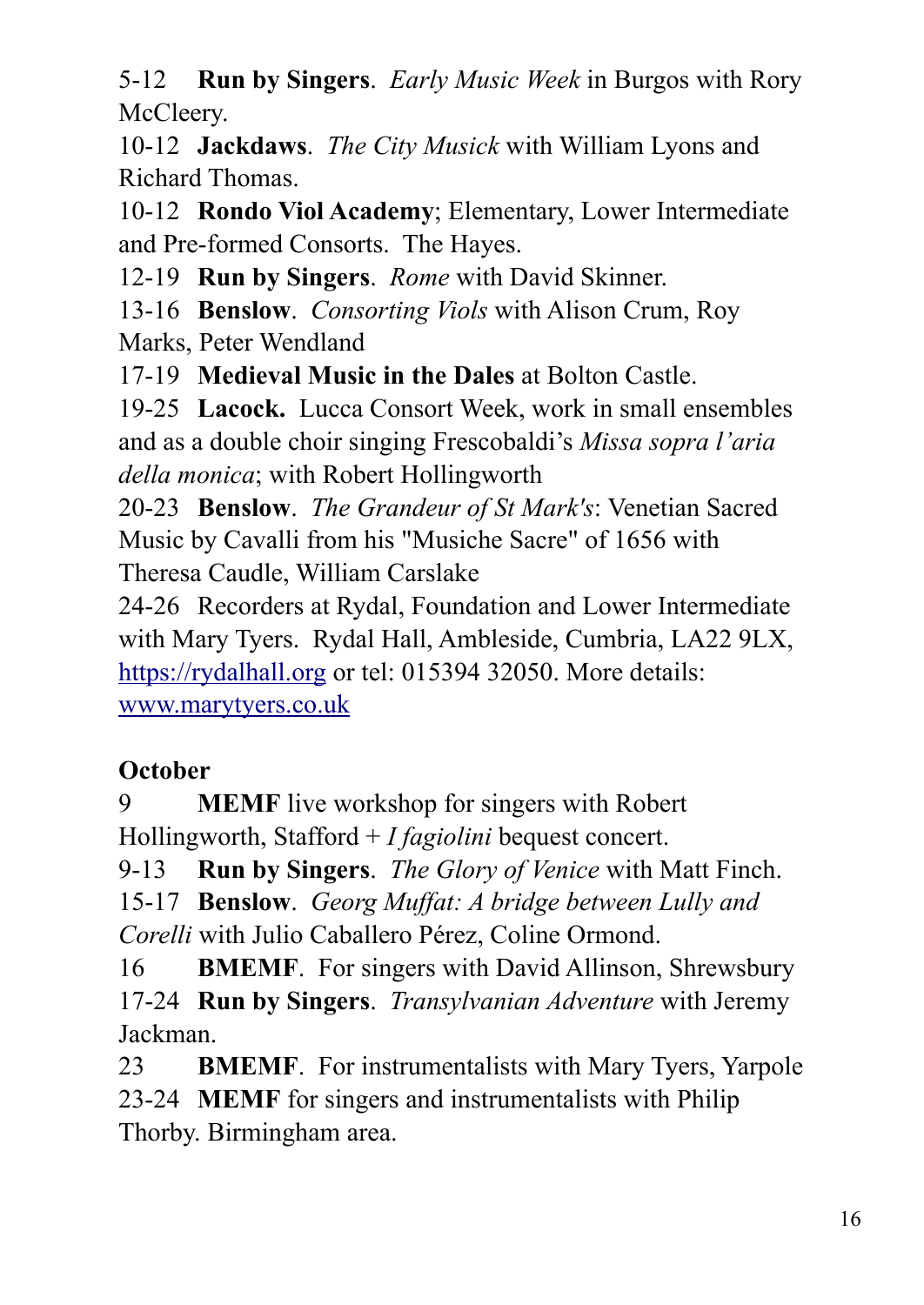5-12 **Run by Singers**. *Early Music Week* in Burgos with Rory McCleery.

10-12 **Jackdaws**. *The City Musick* with William Lyons and Richard Thomas.

10-12 **Rondo Viol Academy**; Elementary, Lower Intermediate and Pre-formed Consorts. The Hayes.

12-19 **Run by Singers**. *Rome* with David Skinner.

13-16 **Benslow**. *Consorting Viols* with Alison Crum, Roy Marks, Peter Wendland

17-19 **Medieval Music in the Dales** at Bolton Castle.

19-25 **Lacock.** Lucca Consort Week, work in small ensembles and as a double choir singing Frescobaldi's *Missa sopra l'aria della monica*; with Robert Hollingworth

20-23 **Benslow**. *The Grandeur of St Mark's*: Venetian Sacred Music by Cavalli from his "Musiche Sacre" of 1656 with Theresa Caudle, William Carslake

24-26 Recorders at Rydal, Foundation and Lower Intermediate with Mary Tyers. Rydal Hall, Ambleside, Cumbria, LA22 9LX, https://rydalhall.org or tel: 015394 32050. More details: www.marytyers.co.uk

**October**

9 **MEMF** live workshop for singers with Robert Hollingworth, Stafford + *I fagiolini* bequest concert.

9-13 **Run by Singers**. *The Glory of Venice* with Matt Finch.

15-17 **Benslow**. *Georg Muffat: A bridge between Lully and Corelli* with Julio Caballero Pérez, Coline Ormond.

16 **BMEMF**. For singers with David Allinson, Shrewsbury

17-24 **Run by Singers**. *Transylvanian Adventure* with Jeremy Jackman.

23 **BMEMF**. For instrumentalists with Mary Tyers, Yarpole

23-24 **MEMF** for singers and instrumentalists with Philip Thorby. Birmingham area.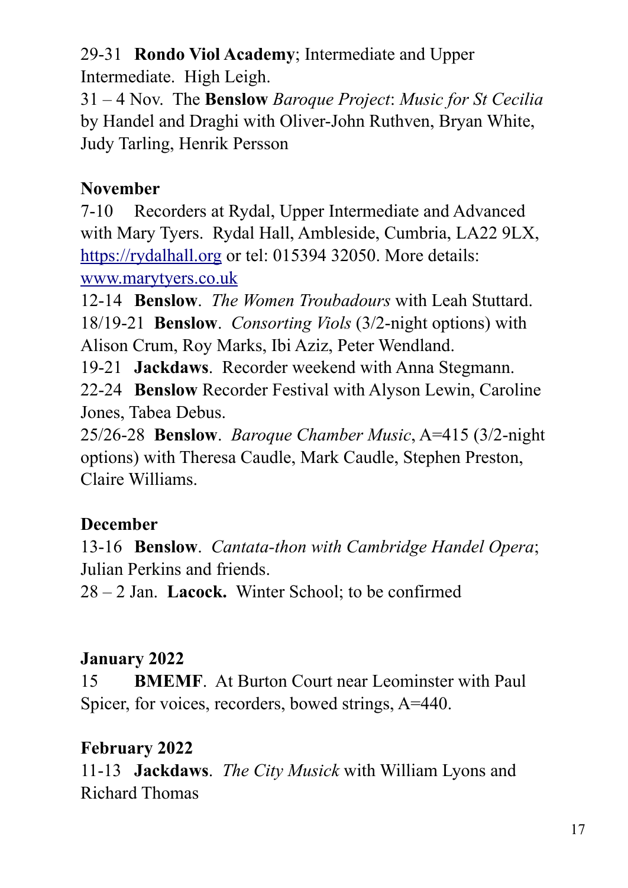29-31 **Rondo Viol Academy**; Intermediate and Upper Intermediate. High Leigh.
31 – 4 Nov. The **Benslow** *Baroque Project*: *Music for St Cecilia* by Handel and Draghi with Oliver-John Ruthven, Bryan White, Judy Tarling, Henrik Persson

**November**

7-10 Recorders at Rydal, Upper Intermediate and Advanced with Mary Tyers. Rydal Hall, Ambleside, Cumbria, LA22 9LX, https://rydalhall.org or tel: 015394 32050. More details: www.marytyers.co.uk
12-14 **Benslow**. *The Women Troubadours* with Leah Stuttard.
18/19-21 **Benslow**. *Consorting Viols* (3/2-night options) with Alison Crum, Roy Marks, Ibi Aziz, Peter Wendland.
19-21 **Jackdaws**. Recorder weekend with Anna Stegmann.
22-24 **Benslow** Recorder Festival with Alyson Lewin, Caroline Jones, Tabea Debus.
25/26-28 **Benslow**. *Baroque Chamber Music*, A=415 (3/2-night options) with Theresa Caudle, Mark Caudle, Stephen Preston, Claire Williams.

**December**

13-16 **Benslow**. *Cantata-thon with Cambridge Handel Opera*; Julian Perkins and friends.
28 – 2 Jan. **Lacock.** Winter School; to be confirmed

**January 2022**

15 **BMEMF**. At Burton Court near Leominster with Paul Spicer, for voices, recorders, bowed strings, A=440.

**February 2022**

11-13 **Jackdaws**. *The City Musick* with William Lyons and Richard Thomas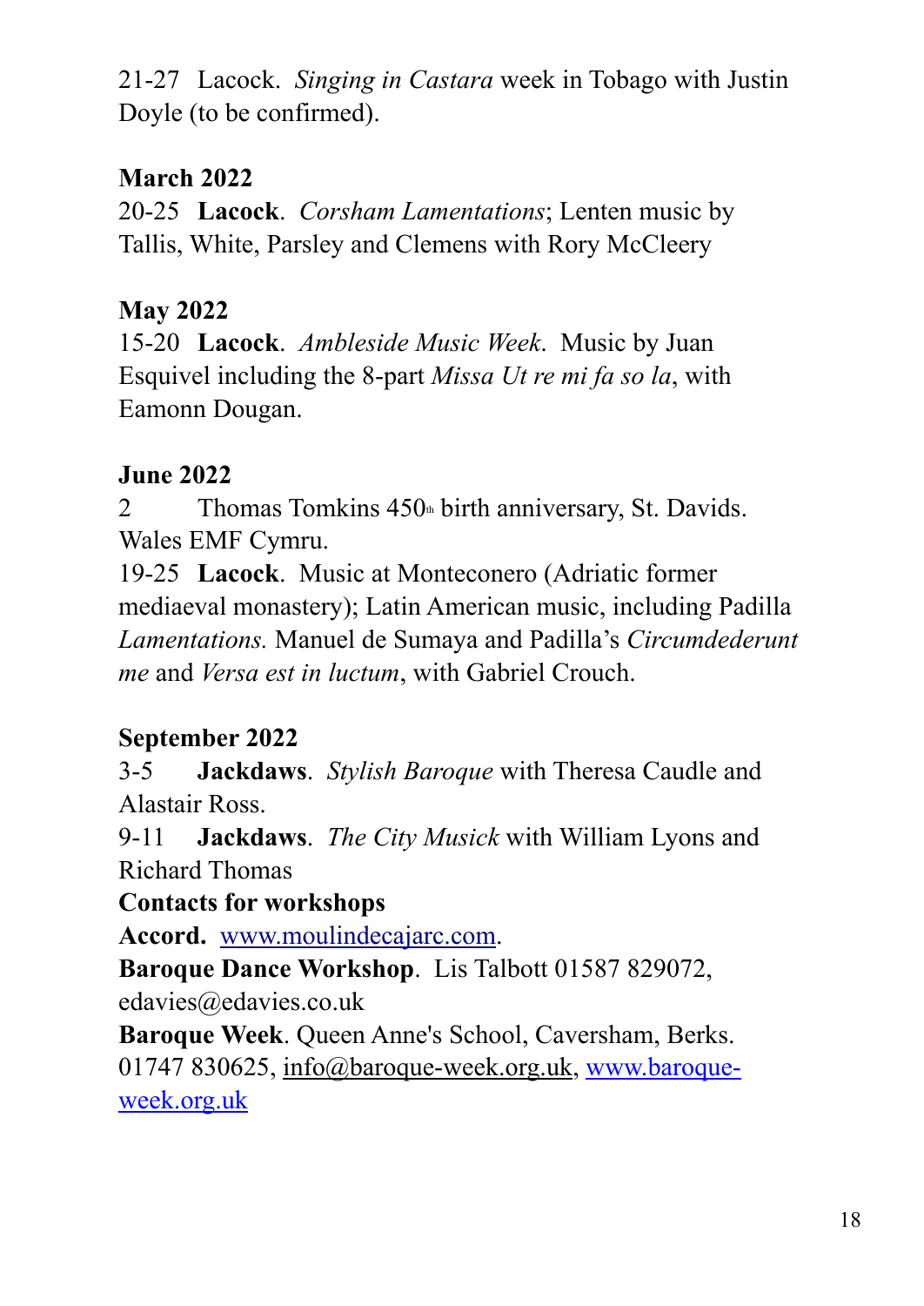21-27 Lacock. *Singing in Castara* week in Tobago with Justin Doyle (to be confirmed).

**March 2022**

20-25 **Lacock**. *Corsham Lamentations*; Lenten music by Tallis, White, Parsley and Clemens with Rory McCleery

**May 2022**

15-20 **Lacock**. *Ambleside Music Week.* Music by Juan Esquivel including the 8-part *Missa Ut re mi fa so la*, with Eamonn Dougan.

**June 2022**

2 Thomas Tomkins 450th birth anniversary, St. Davids. Wales EMF Cymru.

19-25 **Lacock**. Music at Monteconero (Adriatic former mediaeval monastery); Latin American music, including Padilla *Lamentations.* Manuel de Sumaya and Padilla's *Circumdederunt me* and *Versa est in luctum*, with Gabriel Crouch.

**September 2022**

3-5 **Jackdaws**. *Stylish Baroque* with Theresa Caudle and Alastair Ross.

9-11 **Jackdaws**. *The City Musick* with William Lyons and Richard Thomas

**Contacts for workshops**

**Accord.** www.moulindecajarc.com.

**Baroque Dance Workshop**. Lis Talbott 01587 829072, edavies@edavies.co.uk

**Baroque Week**. Queen Anne's School, Caversham, Berks. 01747 830625, info@baroque-week.org.uk, www.baroque-week.org.uk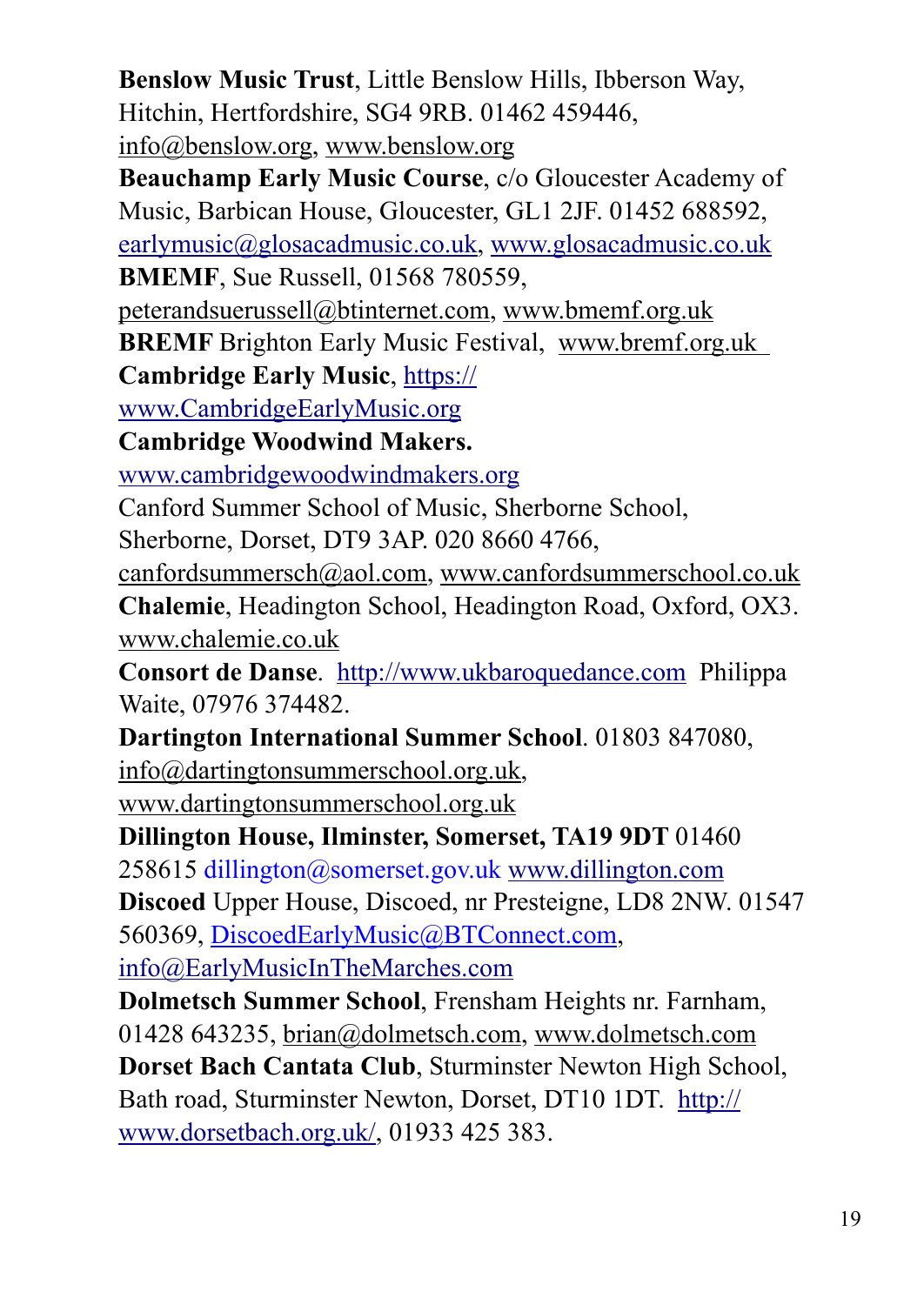**Benslow Music Trust**, Little Benslow Hills, Ibberson Way, Hitchin, Hertfordshire, SG4 9RB. 01462 459446, info@benslow.org, www.benslow.org

**Beauchamp Early Music Course**, c/o Gloucester Academy of Music, Barbican House, Gloucester, GL1 2JF. 01452 688592, earlymusic@glosacadmusic.co.uk, www.glosacadmusic.co.uk

**BMEMF**, Sue Russell, 01568 780559, peterandsuerussell@btinternet.com, www.bmemf.org.uk

**BREMF** Brighton Early Music Festival, www.bremf.org.uk

**Cambridge Early Music**, https://www.CambridgeEarlyMusic.org

**Cambridge Woodwind Makers.** www.cambridgewoodwindmakers.org

Canford Summer School of Music, Sherborne School, Sherborne, Dorset, DT9 3AP. 020 8660 4766, canfordsummersch@aol.com, www.canfordsummerschool.co.uk

**Chalemie**, Headington School, Headington Road, Oxford, OX3. www.chalemie.co.uk

**Consort de Danse**. http://www.ukbaroquedance.com Philippa Waite, 07976 374482.

**Dartington International Summer School**. 01803 847080, info@dartingtonsummerschool.org.uk, www.dartingtonsummerschool.org.uk

**Dillington House, Ilminster, Somerset, TA19 9DT** 01460 258615 dillington@somerset.gov.uk www.dillington.com

**Discoed** Upper House, Discoed, nr Presteigne, LD8 2NW. 01547 560369, DiscoedEarlyMusic@BTConnect.com, info@EarlyMusicInTheMarches.com

**Dolmetsch Summer School**, Frensham Heights nr. Farnham, 01428 643235, brian@dolmetsch.com, www.dolmetsch.com

**Dorset Bach Cantata Club**, Sturminster Newton High School, Bath road, Sturminster Newton, Dorset, DT10 1DT. http://www.dorsetbach.org.uk/, 01933 425 383.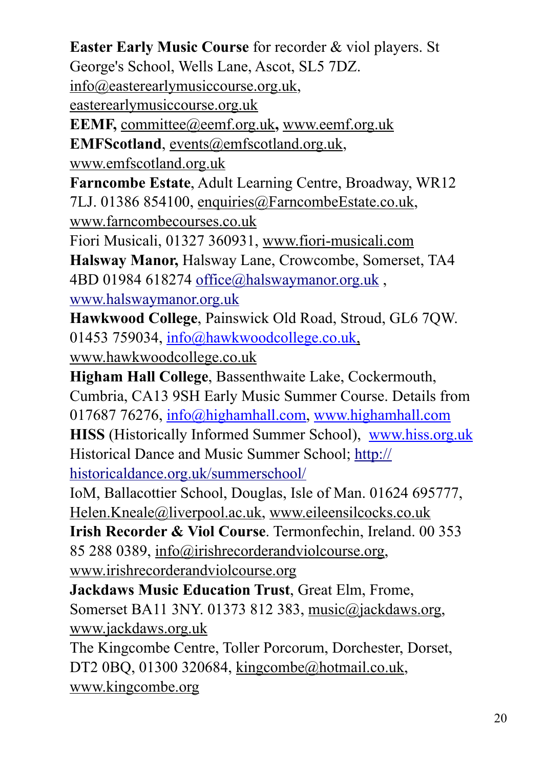**Easter Early Music Course** for recorder & viol players. St George's School, Wells Lane, Ascot, SL5 7DZ. info@easterearlymusiccourse.org.uk, easterearlymusiccourse.org.uk

**EEMF,** committee@eemf.org.uk**,** www.eemf.org.uk

**EMFScotland**, events@emfscotland.org.uk, www.emfscotland.org.uk

**Farncombe Estate**, Adult Learning Centre, Broadway, WR12 7LJ. 01386 854100, enquiries@FarncombeEstate.co.uk, www.farncombecourses.co.uk

Fiori Musicali, 01327 360931, www.fiori-musicali.com

**Halsway Manor,** Halsway Lane, Crowcombe, Somerset, TA4 4BD 01984 618274 office@halswaymanor.org.uk , www.halswaymanor.org.uk

**Hawkwood College**, Painswick Old Road, Stroud, GL6 7QW. 01453 759034, info@hawkwoodcollege.co.uk, www.hawkwoodcollege.co.uk

**Higham Hall College**, Bassenthwaite Lake, Cockermouth, Cumbria, CA13 9SH Early Music Summer Course. Details from 017687 76276, info@highamhall.com, www.highamhall.com

**HISS** (Historically Informed Summer School), www.hiss.org.uk

Historical Dance and Music Summer School; http://historicaldance.org.uk/summerschool/

IoM, Ballacottier School, Douglas, Isle of Man. 01624 695777, Helen.Kneale@liverpool.ac.uk, www.eileensilcocks.co.uk

**Irish Recorder & Viol Course**. Termonfechin, Ireland. 00 353 85 288 0389, info@irishrecorderandviolcourse.org, www.irishrecorderandviolcourse.org

**Jackdaws Music Education Trust**, Great Elm, Frome, Somerset BA11 3NY. 01373 812 383, music@jackdaws.org, www.jackdaws.org.uk

The Kingcombe Centre, Toller Porcorum, Dorchester, Dorset, DT2 0BQ, 01300 320684, kingcombe@hotmail.co.uk, www.kingcombe.org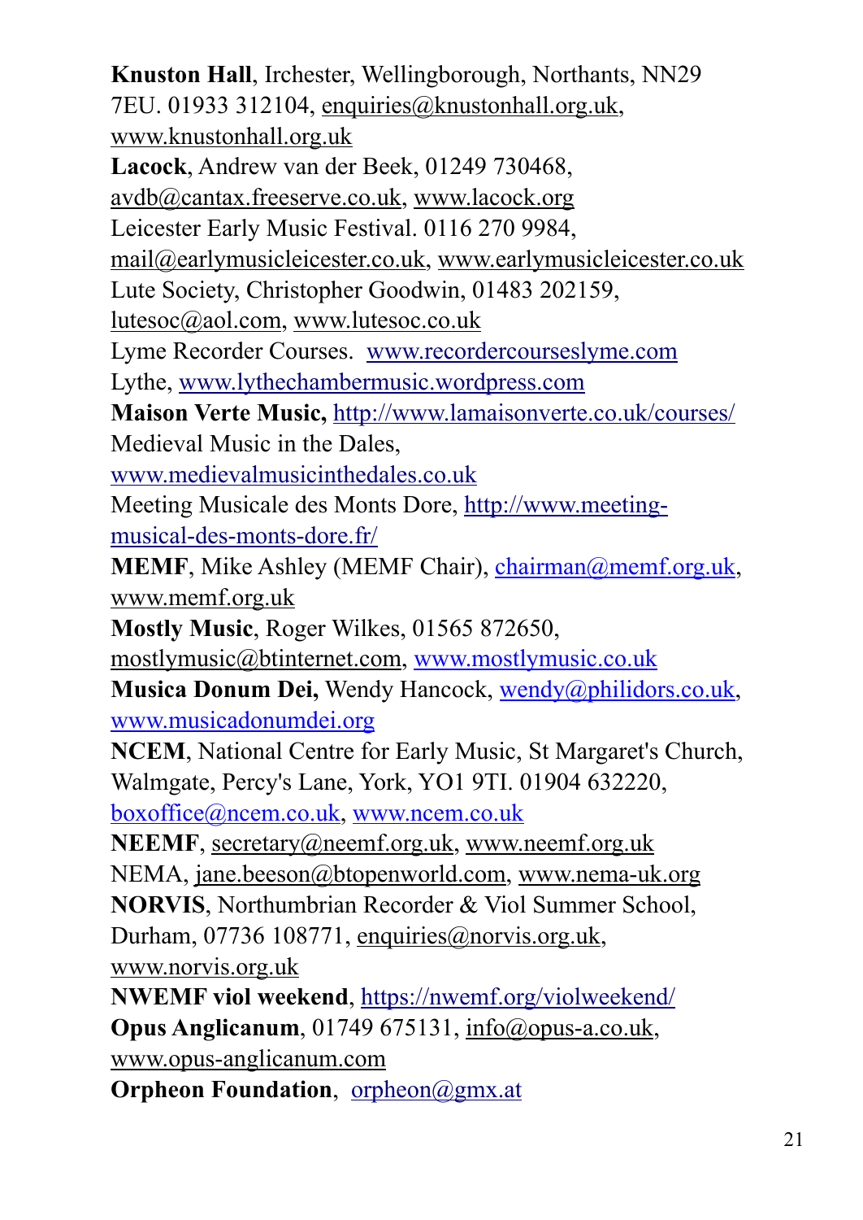**Knuston Hall**, Irchester, Wellingborough, Northants, NN29 7EU. 01933 312104, enquiries@knustonhall.org.uk, www.knustonhall.org.uk

**Lacock**, Andrew van der Beek, 01249 730468, avdb@cantax.freeserve.co.uk, www.lacock.org

Leicester Early Music Festival. 0116 270 9984, mail@earlymusicleicester.co.uk, www.earlymusicleicester.co.uk

Lute Society, Christopher Goodwin, 01483 202159, lutesoc@aol.com, www.lutesoc.co.uk

Lyme Recorder Courses. www.recordercourseslyme.com

Lythe, www.lythechambermusic.wordpress.com

**Maison Verte Music,** http://www.lamaisonverte.co.uk/courses/

Medieval Music in the Dales, www.medievalmusicinthedales.co.uk

Meeting Musicale des Monts Dore, http://www.meeting-musical-des-monts-dore.fr/

**MEMF**, Mike Ashley (MEMF Chair), chairman@memf.org.uk, www.memf.org.uk

**Mostly Music**, Roger Wilkes, 01565 872650, mostlymusic@btinternet.com, www.mostlymusic.co.uk

**Musica Donum Dei,** Wendy Hancock, wendy@philidors.co.uk, www.musicadonumdei.org

**NCEM**, National Centre for Early Music, St Margaret's Church, Walmgate, Percy's Lane, York, YO1 9TI. 01904 632220, boxoffice@ncem.co.uk, www.ncem.co.uk

**NEEMF**, secretary@neemf.org.uk, www.neemf.org.uk

NEMA, jane.beeson@btopenworld.com, www.nema-uk.org

**NORVIS**, Northumbrian Recorder & Viol Summer School, Durham, 07736 108771, enquiries@norvis.org.uk, www.norvis.org.uk

**NWEMF viol weekend**, https://nwemf.org/violweekend/

**Opus Anglicanum**, 01749 675131, info@opus-a.co.uk, www.opus-anglicanum.com

**Orpheon Foundation**, orpheon@gmx.at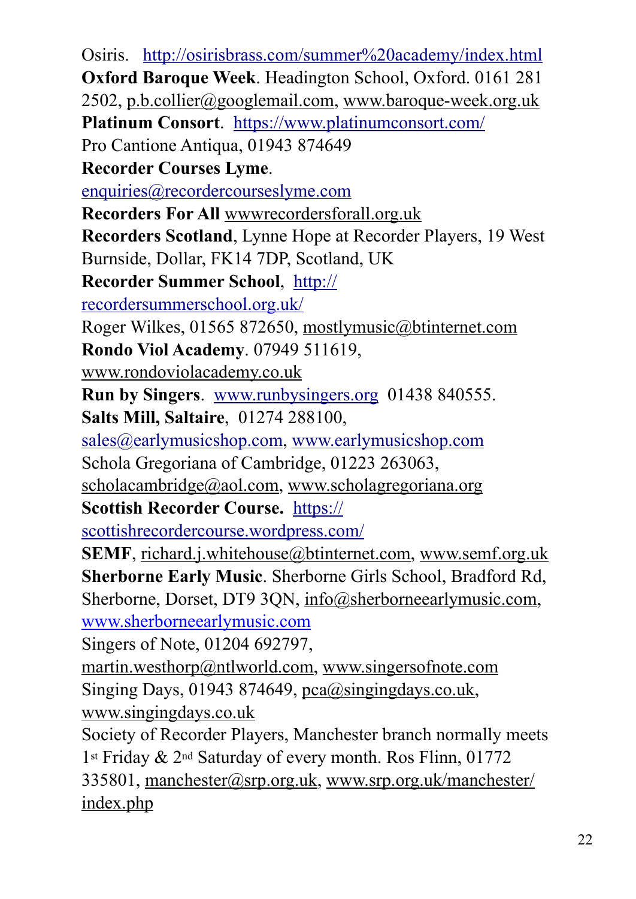Osiris. http://osirisbrass.com/summer%20academy/index.html

**Oxford Baroque Week**. Headington School, Oxford. 0161 281 2502, p.b.collier@googlemail.com, www.baroque-week.org.uk

**Platinum Consort**. https://www.platinumconsort.com/

Pro Cantione Antiqua, 01943 874649

**Recorder Courses Lyme**. enquiries@recordercourseslyme.com

**Recorders For All** wwwrecordersforall.org.uk

**Recorders Scotland**, Lynne Hope at Recorder Players, 19 West Burnside, Dollar, FK14 7DP, Scotland, UK

**Recorder Summer School**, http://recordersummerschool.org.uk/

Roger Wilkes, 01565 872650, mostlymusic@btinternet.com

**Rondo Viol Academy**. 07949 511619, www.rondoviolacademy.co.uk

**Run by Singers**. www.runbysingers.org 01438 840555.

**Salts Mill, Saltaire**, 01274 288100, sales@earlymusicshop.com, www.earlymusicshop.com

Schola Gregoriana of Cambridge, 01223 263063, scholacambridge@aol.com, www.scholagregoriana.org

**Scottish Recorder Course.** https://scottishrecordercourse.wordpress.com/

**SEMF**, richard.j.whitehouse@btinternet.com, www.semf.org.uk

**Sherborne Early Music**. Sherborne Girls School, Bradford Rd, Sherborne, Dorset, DT9 3QN, info@sherborneearlymusic.com, www.sherborneearlymusic.com

Singers of Note, 01204 692797, martin.westhorp@ntlworld.com, www.singersofnote.com

Singing Days, 01943 874649, pca@singingdays.co.uk, www.singingdays.co.uk

Society of Recorder Players, Manchester branch normally meets 1st Friday & 2nd Saturday of every month. Ros Flinn, 01772 335801, manchester@srp.org.uk, www.srp.org.uk/manchester/index.php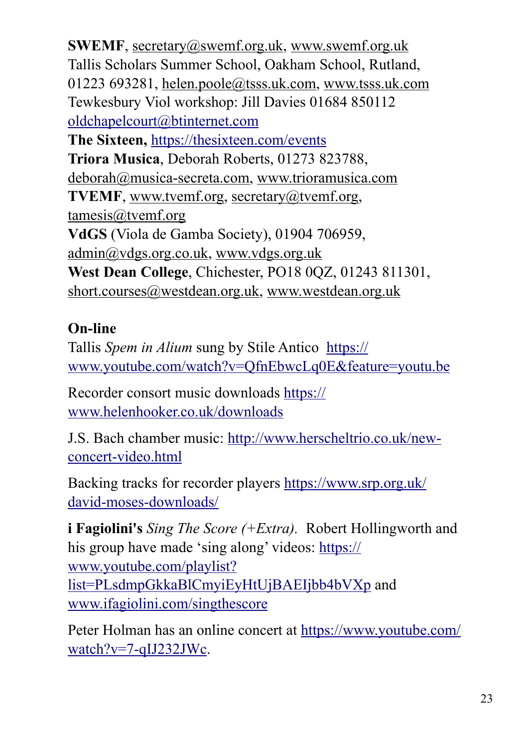**SWEMF**, secretary@swemf.org.uk, www.swemf.org.uk
Tallis Scholars Summer School, Oakham School, Rutland, 01223 693281, helen.poole@tsss.uk.com, www.tsss.uk.com
Tewkesbury Viol workshop: Jill Davies 01684 850112 oldchapelcourt@btinternet.com
**The Sixteen,** https://thesixteen.com/events
**Triora Musica**, Deborah Roberts, 01273 823788, deborah@musica-secreta.com, www.trioramusica.com
**TVEMF**, www.tvemf.org, secretary@tvemf.org, tamesis@tvemf.org
**VdGS** (Viola de Gamba Society), 01904 706959, admin@vdgs.org.co.uk, www.vdgs.org.uk
**West Dean College**, Chichester, PO18 0QZ, 01243 811301, short.courses@westdean.org.uk, www.westdean.org.uk

**On-line**

Tallis *Spem in Alium* sung by Stile Antico https://www.youtube.com/watch?v=QfnEbwcLq0E&feature=youtu.be

Recorder consort music downloads https://www.helenhooker.co.uk/downloads

J.S. Bach chamber music: http://www.herscheltrio.co.uk/new-concert-video.html

Backing tracks for recorder players https://www.srp.org.uk/david-moses-downloads/

**i Fagiolini's** *Sing The Score (+Extra).* Robert Hollingworth and his group have made 'sing along' videos: https://www.youtube.com/playlist?list=PLsdmpGkkaBlCmyiEyHtUjBAEIjbb4bVXp and www.ifagiolini.com/singthescore

Peter Holman has an online concert at https://www.youtube.com/watch?v=7-qIJ232JWc.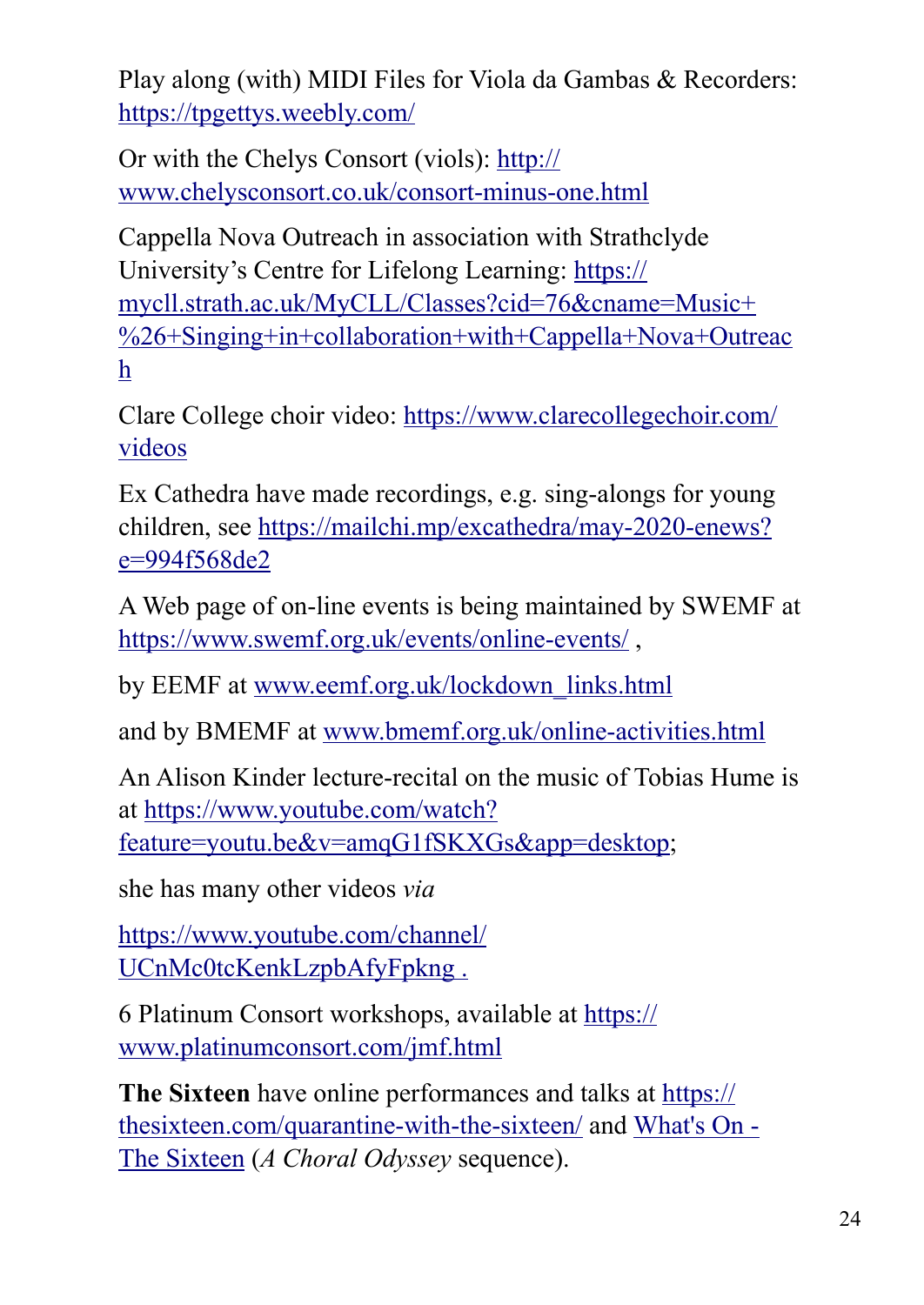Play along (with) MIDI Files for Viola da Gambas & Recorders: https://tpgettys.weebly.com/

Or with the Chelys Consort (viols): http://www.chelysconsort.co.uk/consort-minus-one.html

Cappella Nova Outreach in association with Strathclyde University's Centre for Lifelong Learning: https://mycll.strath.ac.uk/MyCLL/Classes?cid=76&cname=Music+%26+Singing+in+collaboration+with+Cappella+Nova+Outreach

Clare College choir video: https://www.clarecollegechoir.com/videos

Ex Cathedra have made recordings, e.g. sing-alongs for young children, see https://mailchi.mp/excathedra/may-2020-enews?e=994f568de2

A Web page of on-line events is being maintained by SWEMF at https://www.swemf.org.uk/events/online-events/ ,

by EEMF at www.eemf.org.uk/lockdown_links.html

and by BMEMF at www.bmemf.org.uk/online-activities.html

An Alison Kinder lecture-recital on the music of Tobias Hume is at https://www.youtube.com/watch?feature=youtu.be&v=amqG1fSKXGs&app=desktop;

she has many other videos *via*

https://www.youtube.com/channel/UCnMc0tcKenkLzpbAfyFpkng .

6 Platinum Consort workshops, available at https://www.platinumconsort.com/jmf.html

**The Sixteen** have online performances and talks at https://thesixteen.com/quarantine-with-the-sixteen/ and What's On - The Sixteen (*A Choral Odyssey* sequence).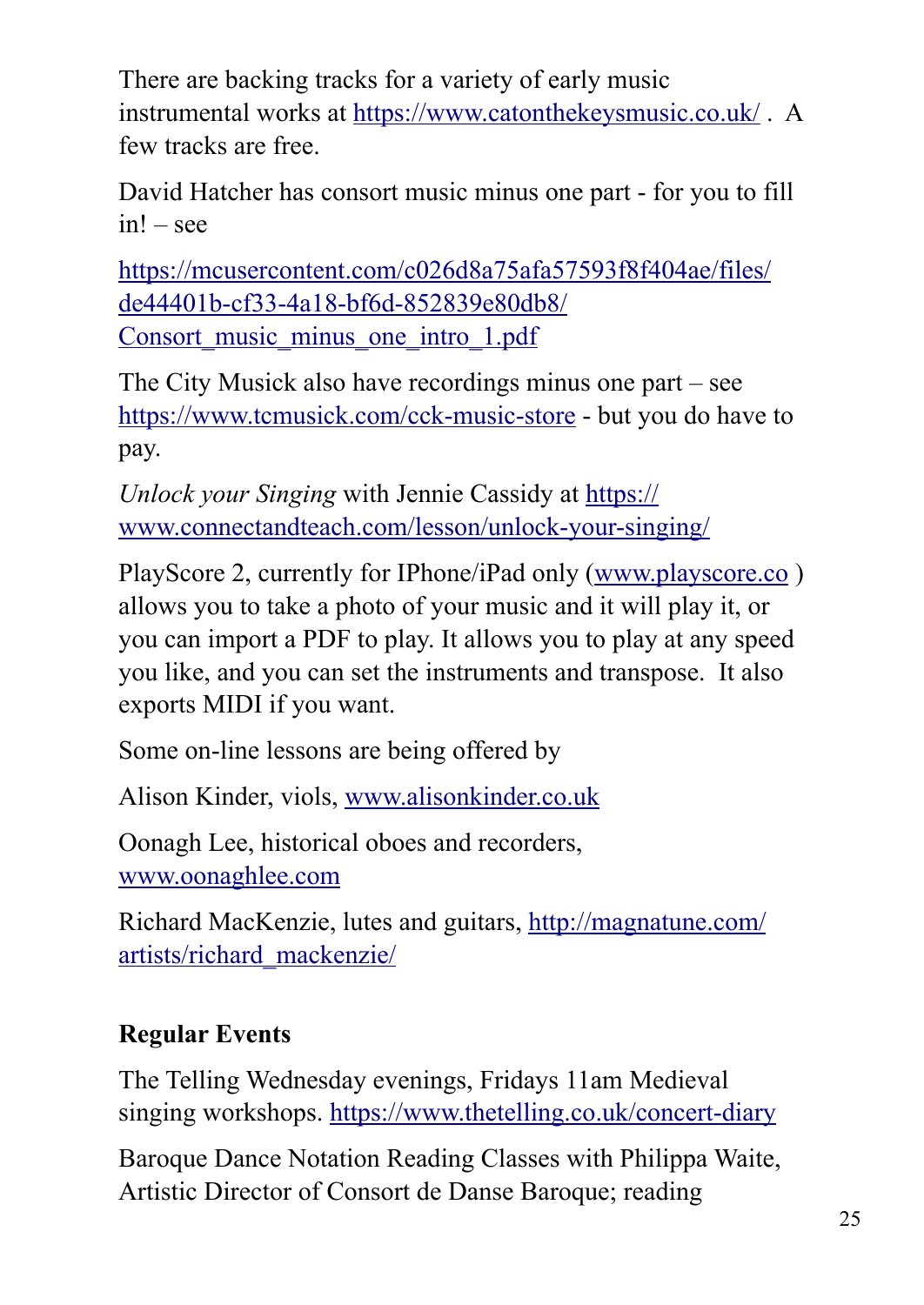There are backing tracks for a variety of early music instrumental works at https://www.catonthekeysmusic.co.uk/ . A few tracks are free.

David Hatcher has consort music minus one part - for you to fill in! – see

https://mcusercontent.com/c026d8a75afa57593f8f404ae/files/de44401b-cf33-4a18-bf6d-852839e80db8/Consort_music_minus_one_intro_1.pdf

The City Musick also have recordings minus one part – see https://www.tcmusick.com/cck-music-store - but you do have to pay.

*Unlock your Singing* with Jennie Cassidy at https://www.connectandteach.com/lesson/unlock-your-singing/

PlayScore 2, currently for IPhone/iPad only (www.playscore.co ) allows you to take a photo of your music and it will play it, or you can import a PDF to play. It allows you to play at any speed you like, and you can set the instruments and transpose. It also exports MIDI if you want.

Some on-line lessons are being offered by

Alison Kinder, viols, www.alisonkinder.co.uk

Oonagh Lee, historical oboes and recorders, www.oonaghlee.com

Richard MacKenzie, lutes and guitars, http://magnatune.com/artists/richard_mackenzie/

**Regular Events**

The Telling Wednesday evenings, Fridays 11am Medieval singing workshops. https://www.thetelling.co.uk/concert-diary

Baroque Dance Notation Reading Classes with Philippa Waite, Artistic Director of Consort de Danse Baroque; reading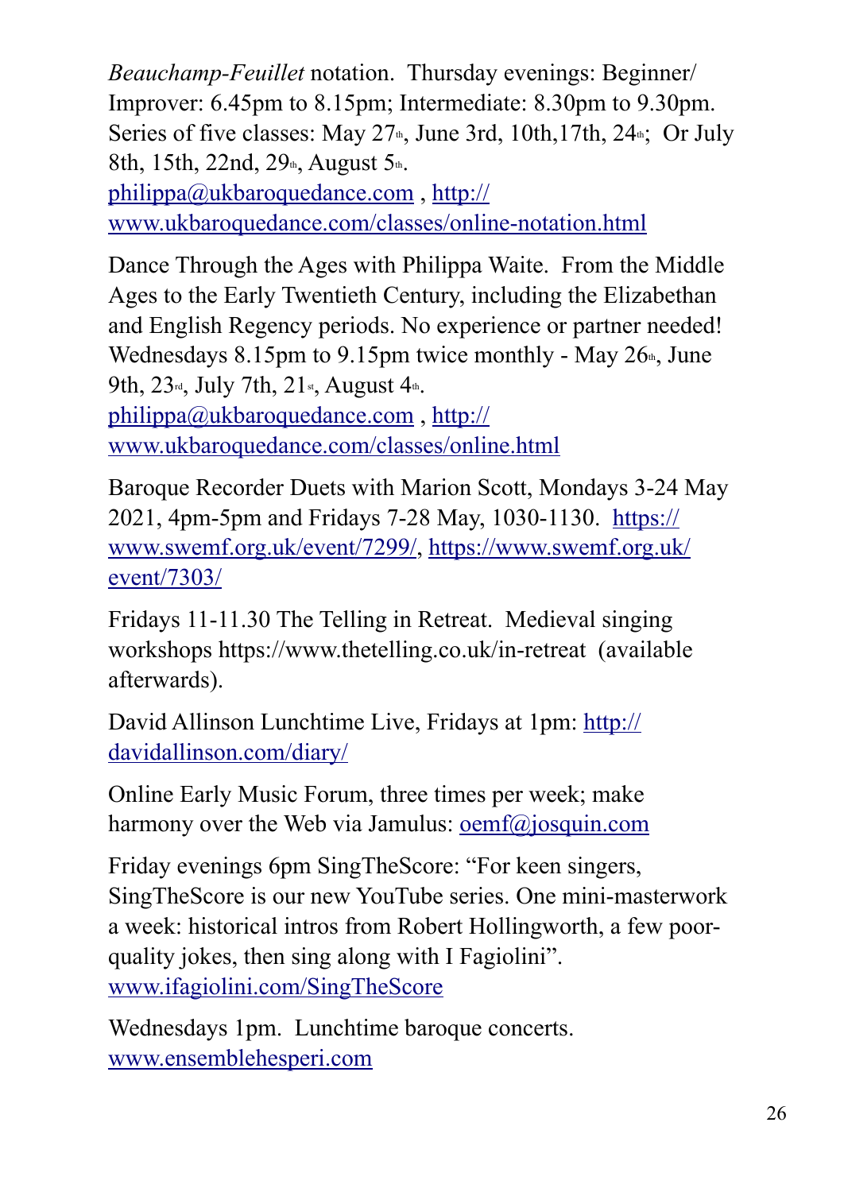*Beauchamp-Feuillet* notation. Thursday evenings: Beginner/ Improver: 6.45pm to 8.15pm; Intermediate: 8.30pm to 9.30pm. Series of five classes: May 27th, June 3rd, 10th,17th, 24th; Or July 8th, 15th, 22nd, 29th, August 5th.
philippa@ukbaroquedance.com , http://www.ukbaroquedance.com/classes/online-notation.html

Dance Through the Ages with Philippa Waite. From the Middle Ages to the Early Twentieth Century, including the Elizabethan and English Regency periods. No experience or partner needed! Wednesdays 8.15pm to 9.15pm twice monthly - May 26th, June 9th, 23rd, July 7th, 21st, August 4th.
philippa@ukbaroquedance.com , http://www.ukbaroquedance.com/classes/online.html

Baroque Recorder Duets with Marion Scott, Mondays 3-24 May 2021, 4pm-5pm and Fridays 7-28 May, 1030-1130. https://www.swemf.org.uk/event/7299/, https://www.swemf.org.uk/event/7303/

Fridays 11-11.30 The Telling in Retreat. Medieval singing workshops https://www.thetelling.co.uk/in-retreat (available afterwards).

David Allinson Lunchtime Live, Fridays at 1pm: http://davidallinson.com/diary/

Online Early Music Forum, three times per week; make harmony over the Web via Jamulus: oemf@josquin.com

Friday evenings 6pm SingTheScore: "For keen singers, SingTheScore is our new YouTube series. One mini-masterwork a week: historical intros from Robert Hollingworth, a few poor-quality jokes, then sing along with I Fagiolini".
www.ifagiolini.com/SingTheScore

Wednesdays 1pm. Lunchtime baroque concerts.
www.ensemblehesperi.com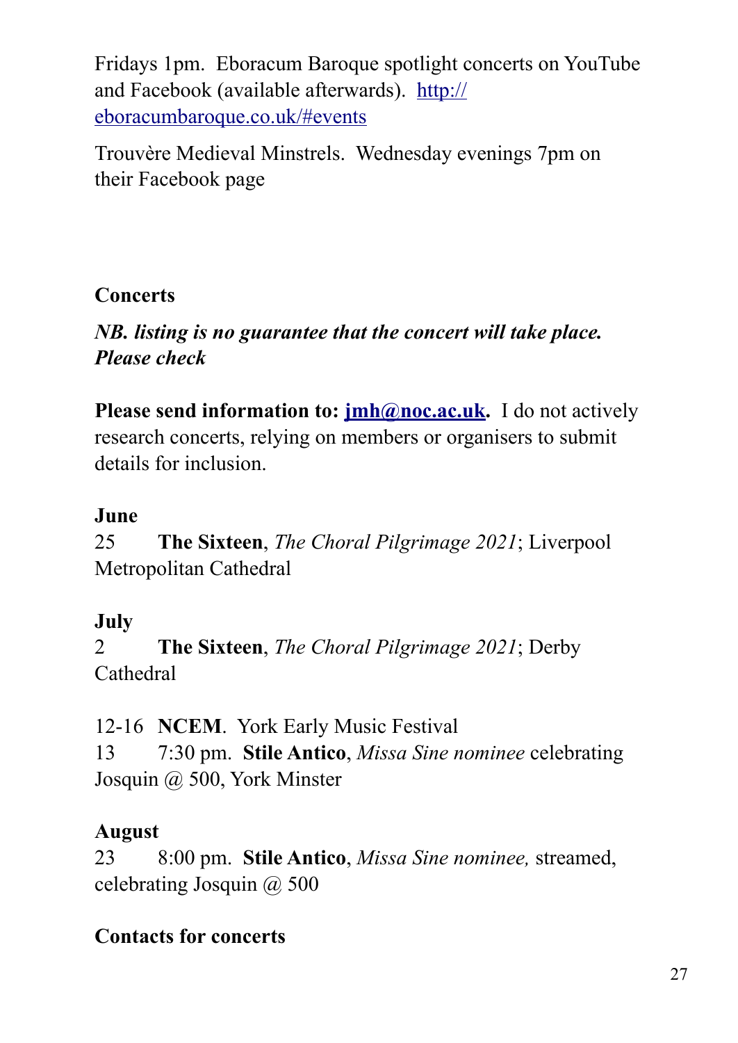Fridays 1pm.  Eboracum Baroque spotlight concerts on YouTube and Facebook (available afterwards).  [http://eboracumbaroque.co.uk/#events](http://eboracumbaroque.co.uk/#events)

Trouvère Medieval Minstrels.  Wednesday evenings 7pm on their Facebook page

## Concerts

***NB. listing is no guarantee that the concert will take place. Please check***

**Please send information to: [jmh@noc.ac.uk](mailto:jmh@noc.ac.uk).**  I do not actively research concerts, relying on members or organisers to submit details for inclusion.

### June

25 **The Sixteen**, *The Choral Pilgrimage 2021*; Liverpool Metropolitan Cathedral

### July

2 **The Sixteen**, *The Choral Pilgrimage 2021*; Derby Cathedral

12-16 **NCEM**.  York Early Music Festival
13 7:30 pm.  **Stile Antico**, *Missa Sine nominee* celebrating Josquin @ 500, York Minster

### August

23 8:00 pm.  **Stile Antico**, *Missa Sine nominee,* streamed, celebrating Josquin @ 500

### Contacts for concerts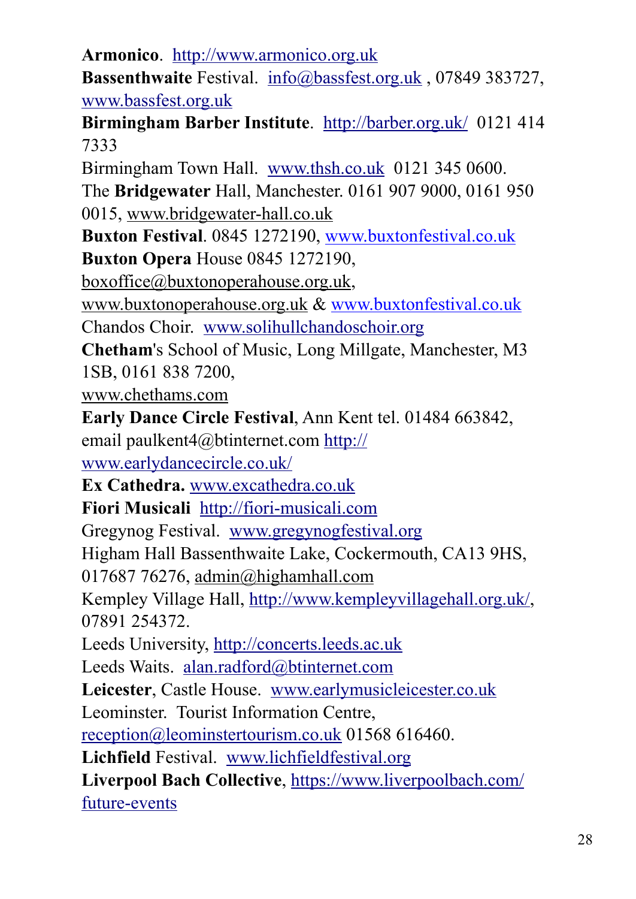**Armonico**. http://www.armonico.org.uk

**Bassenthwaite** Festival. info@bassfest.org.uk , 07849 383727, www.bassfest.org.uk

**Birmingham Barber Institute**. http://barber.org.uk/ 0121 414 7333

Birmingham Town Hall. www.thsh.co.uk 0121 345 0600.

The **Bridgewater** Hall, Manchester. 0161 907 9000, 0161 950 0015, www.bridgewater-hall.co.uk

**Buxton Festival**. 0845 1272190, www.buxtonfestival.co.uk

**Buxton Opera** House 0845 1272190, boxoffice@buxtonoperahouse.org.uk, www.buxtonoperahouse.org.uk & www.buxtonfestival.co.uk

Chandos Choir. www.solihullchandoschoir.org

**Chetham**'s School of Music, Long Millgate, Manchester, M3 1SB, 0161 838 7200, www.chethams.com

**Early Dance Circle Festival**, Ann Kent tel. 01484 663842, email paulkent4@btinternet.com http://www.earlydancecircle.co.uk/

**Ex Cathedra.** www.excathedra.co.uk

**Fiori Musicali** http://fiori-musicali.com

Gregynog Festival. www.gregynogfestival.org

Higham Hall Bassenthwaite Lake, Cockermouth, CA13 9HS, 017687 76276, admin@highamhall.com

Kempley Village Hall, http://www.kempleyvillagehall.org.uk/, 07891 254372.

Leeds University, http://concerts.leeds.ac.uk

Leeds Waits. alan.radford@btinternet.com

**Leicester**, Castle House. www.earlymusicleicester.co.uk

Leominster. Tourist Information Centre, reception@leominstertourism.co.uk 01568 616460.

**Lichfield** Festival. www.lichfieldfestival.org

**Liverpool Bach Collective**, https://www.liverpoolbach.com/future-events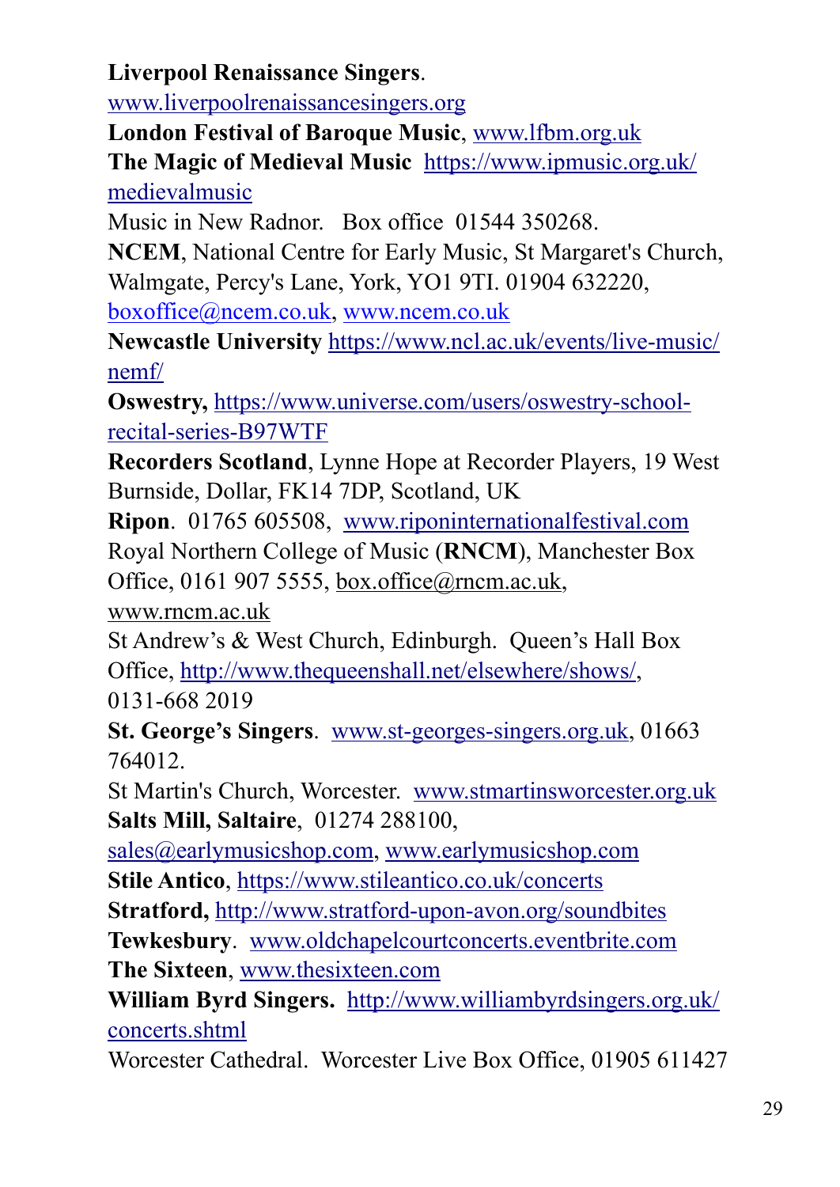**Liverpool Renaissance Singers**. www.liverpoolrenaissancesingers.org

**London Festival of Baroque Music**, www.lfbm.org.uk

**The Magic of Medieval Music** https://www.ipmusic.org.uk/medievalmusic

Music in New Radnor. Box office 01544 350268.

**NCEM**, National Centre for Early Music, St Margaret's Church, Walmgate, Percy's Lane, York, YO1 9TI. 01904 632220, boxoffice@ncem.co.uk, www.ncem.co.uk

**Newcastle University** https://www.ncl.ac.uk/events/live-music/nemf/

**Oswestry,** https://www.universe.com/users/oswestry-school-recital-series-B97WTF

**Recorders Scotland**, Lynne Hope at Recorder Players, 19 West Burnside, Dollar, FK14 7DP, Scotland, UK

**Ripon**. 01765 605508, www.riponinternationalfestival.com

Royal Northern College of Music (**RNCM**), Manchester Box Office, 0161 907 5555, box.office@rncm.ac.uk, www.rncm.ac.uk

St Andrew's & West Church, Edinburgh. Queen's Hall Box Office, http://www.thequeenshall.net/elsewhere/shows/, 0131-668 2019

**St. George's Singers**. www.st-georges-singers.org.uk, 01663 764012.

St Martin's Church, Worcester. www.stmartinsworcester.org.uk

**Salts Mill, Saltaire**, 01274 288100, sales@earlymusicshop.com, www.earlymusicshop.com

**Stile Antico**, https://www.stileantico.co.uk/concerts

**Stratford,** http://www.stratford-upon-avon.org/soundbites

**Tewkesbury**. www.oldchapelcourtconcerts.eventbrite.com

**The Sixteen**, www.thesixteen.com

**William Byrd Singers.** http://www.williambyrdsingers.org.uk/concerts.shtml

Worcester Cathedral. Worcester Live Box Office, 01905 611427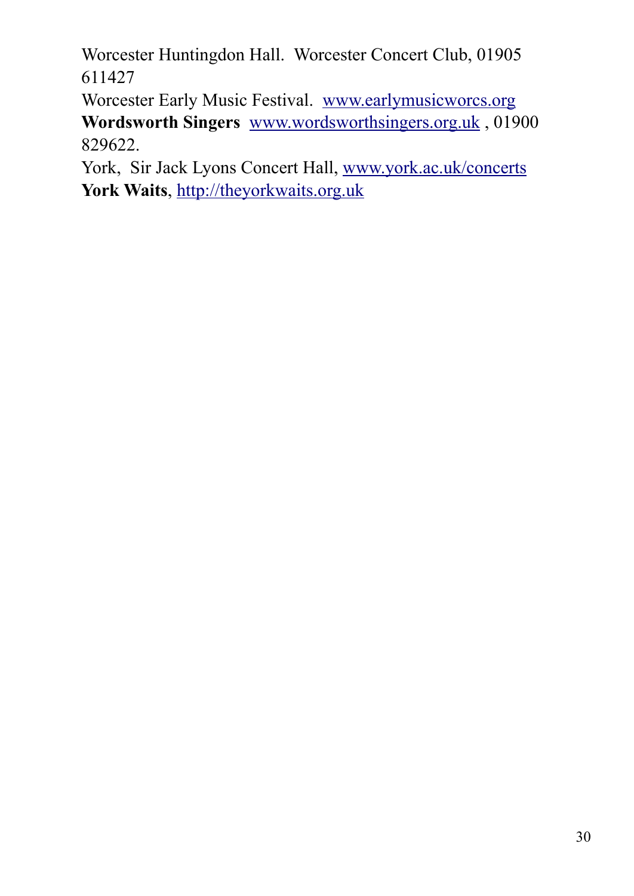Worcester Huntingdon Hall.  Worcester Concert Club, 01905 611427

Worcester Early Music Festival.  [www.earlymusicworcs.org](http://www.earlymusicworcs.org)

**Wordsworth Singers**  [www.wordsworthsingers.org.uk](http://www.wordsworthsingers.org.uk) , 01900 829622.

York,  Sir Jack Lyons Concert Hall, [www.york.ac.uk/concerts](http://www.york.ac.uk/concerts)

**York Waits**, [http://theyorkwaits.org.uk](http://theyorkwaits.org.uk)